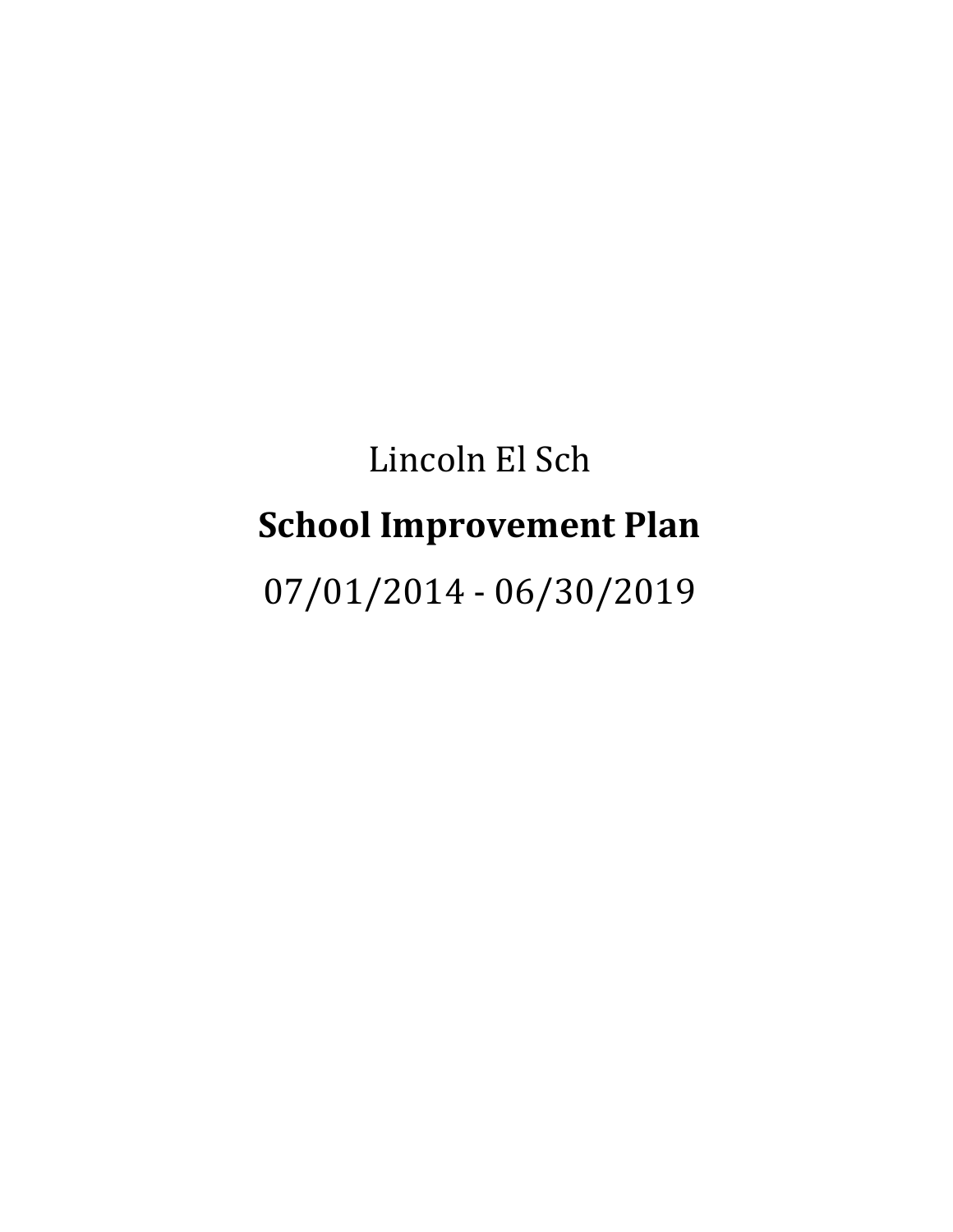Lincoln El Sch

# School Improvement Plan

07/01/2014 - 06/30/2019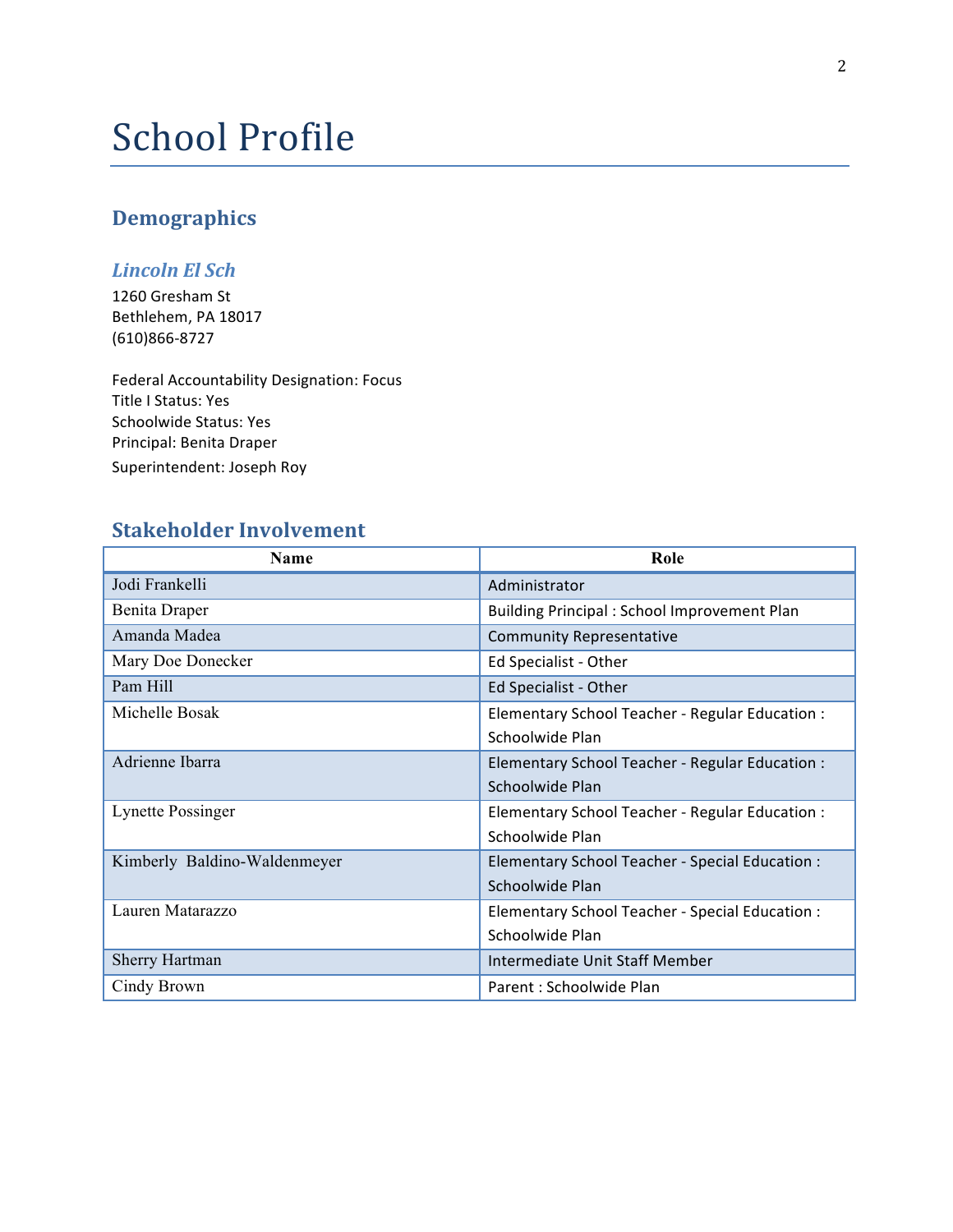# School Profile

## Demographics

### *Lincoln El Sch*

1260 Gresham St
Bethlehem, PA 18017
(610)866-8727

Federal Accountability Designation: Focus
Title I Status: Yes
Schoolwide Status: Yes
Principal: Benita Draper
Superintendent: Joseph Roy

## Stakeholder Involvement

| Name | Role |
|---|---|
| Jodi Frankelli | Administrator |
| Benita Draper | Building Principal : School Improvement Plan |
| Amanda Madea | Community Representative |
| Mary Doe Donecker | Ed Specialist - Other |
| Pam Hill | Ed Specialist - Other |
| Michelle Bosak | Elementary School Teacher - Regular Education : Schoolwide Plan |
| Adrienne Ibarra | Elementary School Teacher - Regular Education : Schoolwide Plan |
| Lynette Possinger | Elementary School Teacher - Regular Education : Schoolwide Plan |
| Kimberly Baldino-Waldenmeyer | Elementary School Teacher - Special Education : Schoolwide Plan |
| Lauren Matarazzo | Elementary School Teacher - Special Education : Schoolwide Plan |
| Sherry Hartman | Intermediate Unit Staff Member |
| Cindy Brown | Parent : Schoolwide Plan |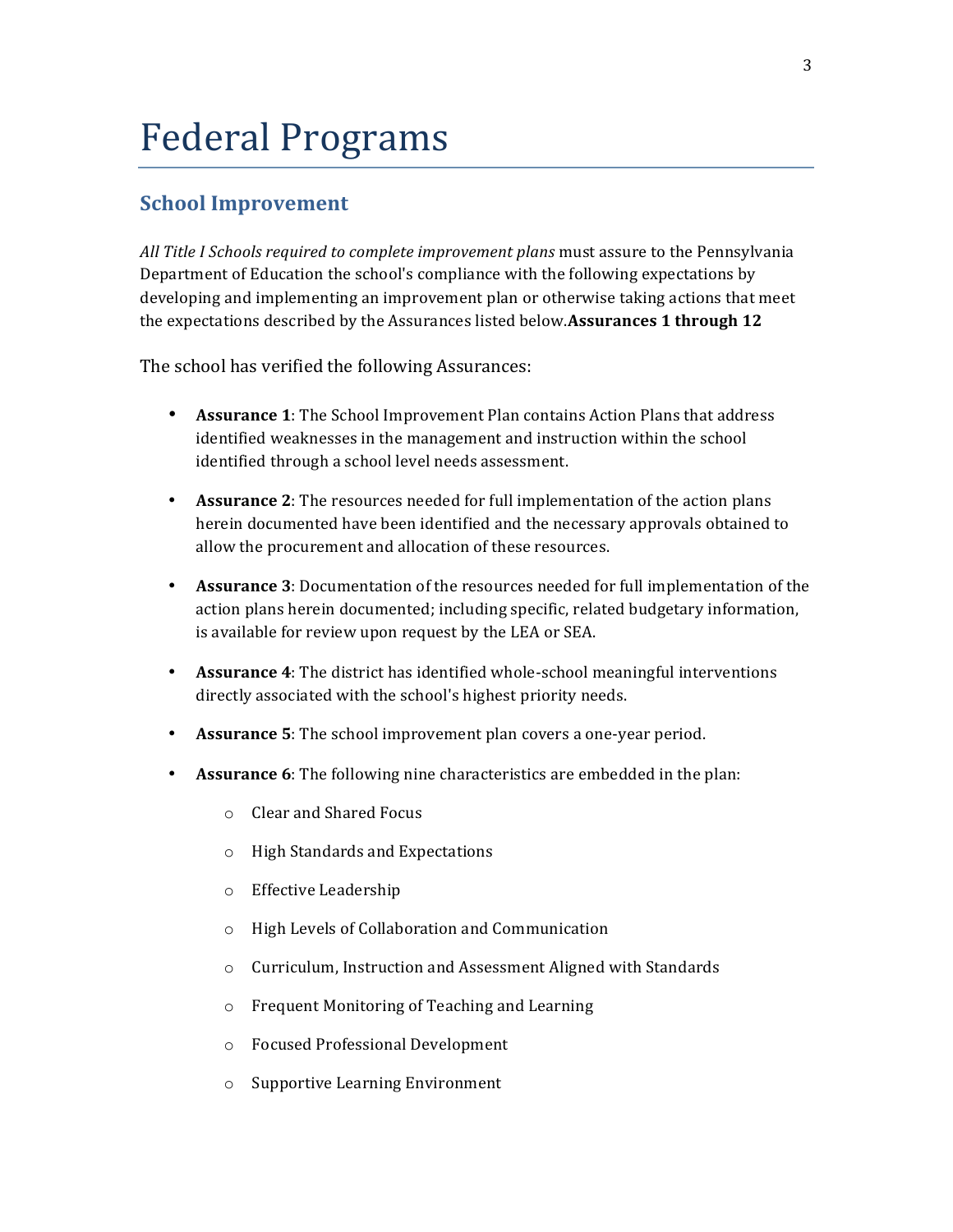# Federal Programs

## School Improvement

*All Title I Schools required to complete improvement plans* must assure to the Pennsylvania Department of Education the school's compliance with the following expectations by developing and implementing an improvement plan or otherwise taking actions that meet the expectations described by the Assurances listed below.**Assurances 1 through 12**

The school has verified the following Assurances:

- **Assurance 1**: The School Improvement Plan contains Action Plans that address identified weaknesses in the management and instruction within the school identified through a school level needs assessment.
- **Assurance 2**: The resources needed for full implementation of the action plans herein documented have been identified and the necessary approvals obtained to allow the procurement and allocation of these resources.
- **Assurance 3**: Documentation of the resources needed for full implementation of the action plans herein documented; including specific, related budgetary information, is available for review upon request by the LEA or SEA.
- **Assurance 4**: The district has identified whole-school meaningful interventions directly associated with the school's highest priority needs.
- **Assurance 5**: The school improvement plan covers a one-year period.
- **Assurance 6**: The following nine characteristics are embedded in the plan:
    - Clear and Shared Focus
    - High Standards and Expectations
    - Effective Leadership
    - High Levels of Collaboration and Communication
    - Curriculum, Instruction and Assessment Aligned with Standards
    - Frequent Monitoring of Teaching and Learning
    - Focused Professional Development
    - Supportive Learning Environment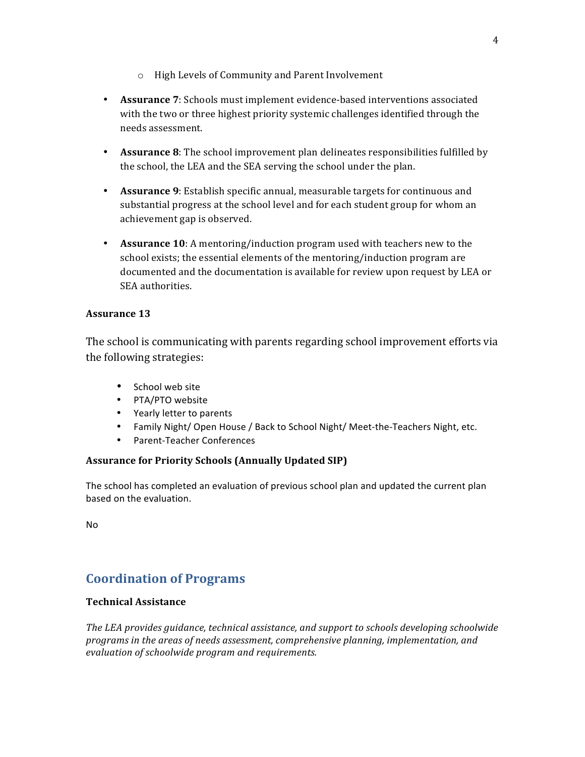- High Levels of Community and Parent Involvement

- **Assurance 7**: Schools must implement evidence-based interventions associated with the two or three highest priority systemic challenges identified through the needs assessment.

- **Assurance 8**: The school improvement plan delineates responsibilities fulfilled by the school, the LEA and the SEA serving the school under the plan.

- **Assurance 9**: Establish specific annual, measurable targets for continuous and substantial progress at the school level and for each student group for whom an achievement gap is observed.

- **Assurance 10**: A mentoring/induction program used with teachers new to the school exists; the essential elements of the mentoring/induction program are documented and the documentation is available for review upon request by LEA or SEA authorities.

**Assurance 13**

The school is communicating with parents regarding school improvement efforts via the following strategies:

- School web site
- PTA/PTO website
- Yearly letter to parents
- Family Night/ Open House / Back to School Night/ Meet-the-Teachers Night, etc.
- Parent-Teacher Conferences

**Assurance for Priority Schools (Annually Updated SIP)**

The school has completed an evaluation of previous school plan and updated the current plan based on the evaluation.

No

## Coordination of Programs

**Technical Assistance**

*The LEA provides guidance, technical assistance, and support to schools developing schoolwide programs in the areas of needs assessment, comprehensive planning, implementation, and evaluation of schoolwide program and requirements.*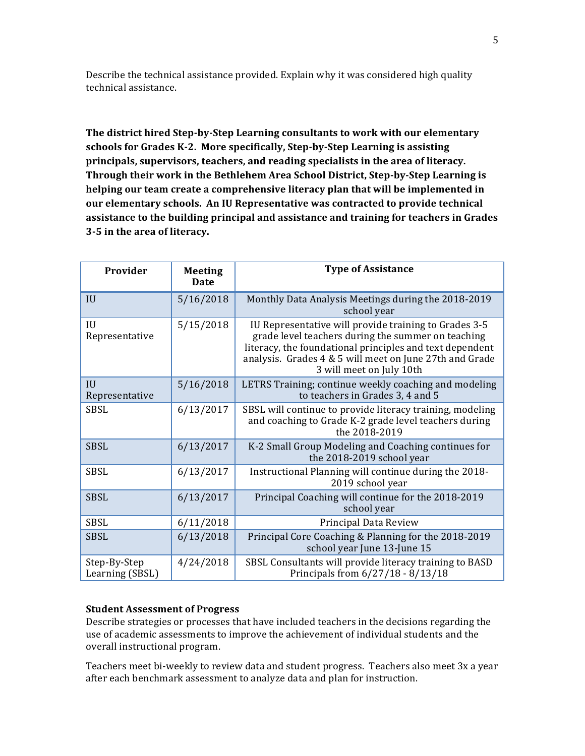Describe the technical assistance provided. Explain why it was considered high quality technical assistance.

**The district hired Step-by-Step Learning consultants to work with our elementary schools for Grades K-2. More specifically, Step-by-Step Learning is assisting principals, supervisors, teachers, and reading specialists in the area of literacy. Through their work in the Bethlehem Area School District, Step-by-Step Learning is helping our team create a comprehensive literacy plan that will be implemented in our elementary schools. An IU Representative was contracted to provide technical assistance to the building principal and assistance and training for teachers in Grades 3-5 in the area of literacy.**

| Provider | Meeting Date | Type of Assistance |
|---|---|---|
| IU | 5/16/2018 | Monthly Data Analysis Meetings during the 2018-2019 school year |
| IU Representative | 5/15/2018 | IU Representative will provide training to Grades 3-5 grade level teachers during the summer on teaching literacy, the foundational principles and text dependent analysis. Grades 4 & 5 will meet on June 27th and Grade 3 will meet on July 10th |
| IU Representative | 5/16/2018 | LETRS Training; continue weekly coaching and modeling to teachers in Grades 3, 4 and 5 |
| SBSL | 6/13/2017 | SBSL will continue to provide literacy training, modeling and coaching to Grade K-2 grade level teachers during the 2018-2019 |
| SBSL | 6/13/2017 | K-2 Small Group Modeling and Coaching continues for the 2018-2019 school year |
| SBSL | 6/13/2017 | Instructional Planning will continue during the 2018-2019 school year |
| SBSL | 6/13/2017 | Principal Coaching will continue for the 2018-2019 school year |
| SBSL | 6/11/2018 | Principal Data Review |
| SBSL | 6/13/2018 | Principal Core Coaching & Planning for the 2018-2019 school year June 13-June 15 |
| Step-By-Step Learning (SBSL) | 4/24/2018 | SBSL Consultants will provide literacy training to BASD Principals from 6/27/18 - 8/13/18 |

**Student Assessment of Progress**

Describe strategies or processes that have included teachers in the decisions regarding the use of academic assessments to improve the achievement of individual students and the overall instructional program.

Teachers meet bi-weekly to review data and student progress. Teachers also meet 3x a year after each benchmark assessment to analyze data and plan for instruction.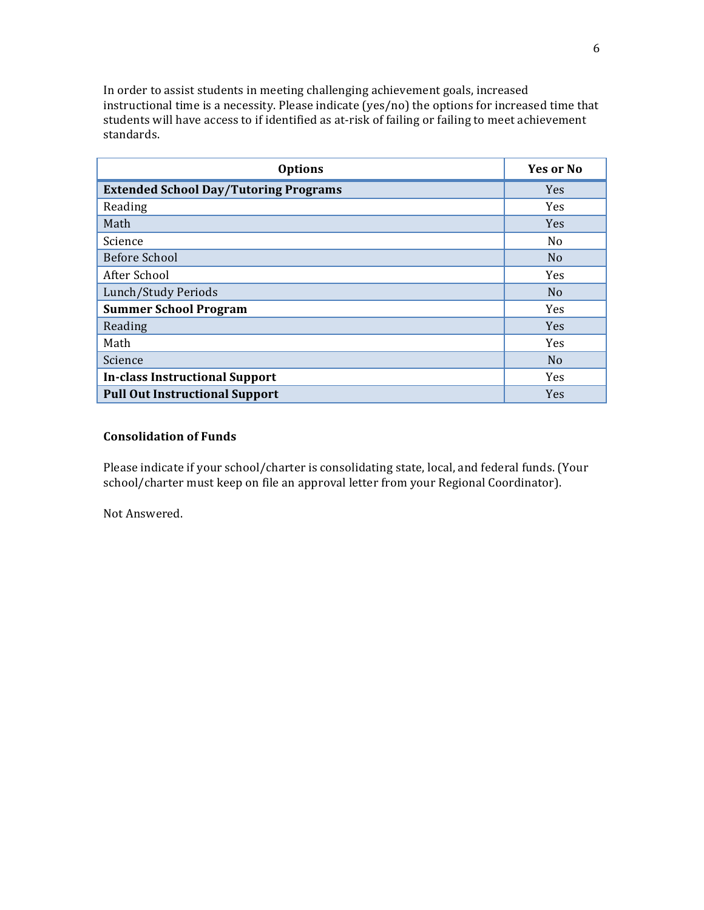In order to assist students in meeting challenging achievement goals, increased instructional time is a necessity. Please indicate (yes/no) the options for increased time that students will have access to if identified as at-risk of failing or failing to meet achievement standards.

| Options | Yes or No |
|---|---|
| **Extended School Day/Tutoring Programs** | Yes |
| Reading | Yes |
| Math | Yes |
| Science | No |
| Before School | No |
| After School | Yes |
| Lunch/Study Periods | No |
| **Summer School Program** | Yes |
| Reading | Yes |
| Math | Yes |
| Science | No |
| **In-class Instructional Support** | Yes |
| **Pull Out Instructional Support** | Yes |

**Consolidation of Funds**

Please indicate if your school/charter is consolidating state, local, and federal funds. (Your school/charter must keep on file an approval letter from your Regional Coordinator).

Not Answered.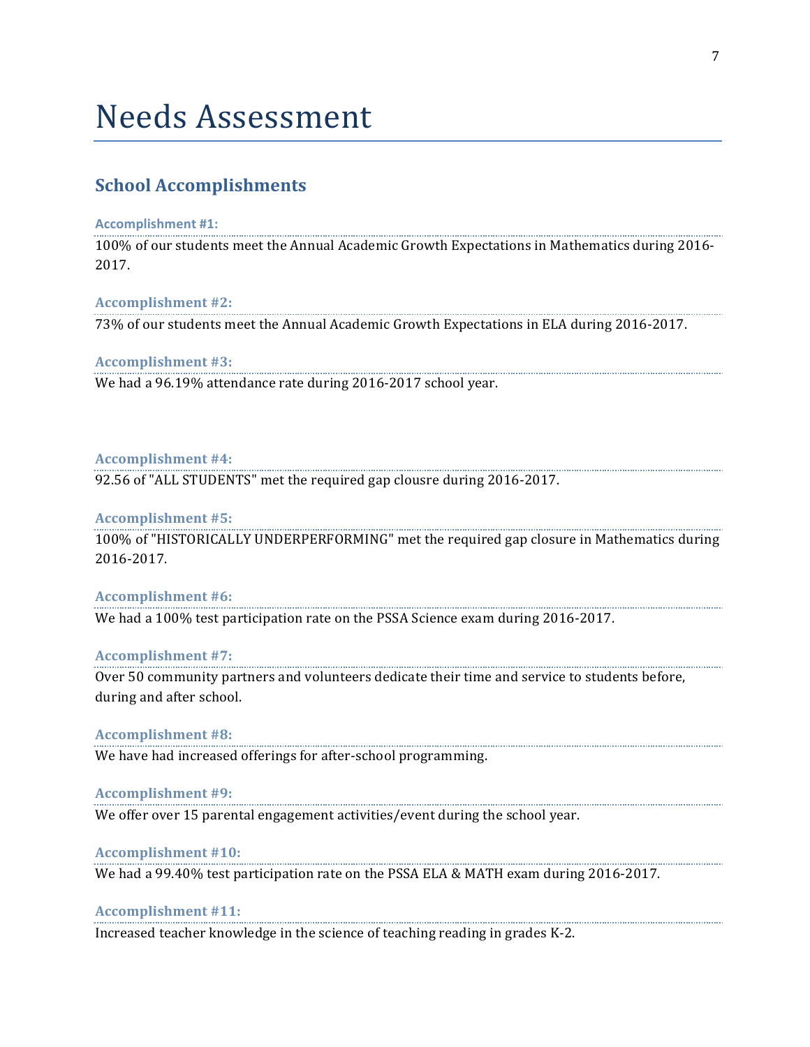# Needs Assessment

## School Accomplishments

#### Accomplishment #1:

100% of our students meet the Annual Academic Growth Expectations in Mathematics during 2016-2017.

#### Accomplishment #2:

73% of our students meet the Annual Academic Growth Expectations in ELA during 2016-2017.

#### Accomplishment #3:

We had a 96.19% attendance rate during 2016-2017 school year.

#### Accomplishment #4:

92.56 of "ALL STUDENTS" met the required gap clousre during 2016-2017.

#### Accomplishment #5:

100% of "HISTORICALLY UNDERPERFORMING" met the required gap closure in Mathematics during 2016-2017.

#### Accomplishment #6:

We had a 100% test participation rate on the PSSA Science exam during 2016-2017.

#### Accomplishment #7:

Over 50 community partners and volunteers dedicate their time and service to students before, during and after school.

#### Accomplishment #8:

We have had increased offerings for after-school programming.

#### Accomplishment #9:

We offer over 15 parental engagement activities/event during the school year.

#### Accomplishment #10:

We had a 99.40% test participation rate on the PSSA ELA & MATH exam during 2016-2017.

#### Accomplishment #11:

Increased teacher knowledge in the science of teaching reading in grades K-2.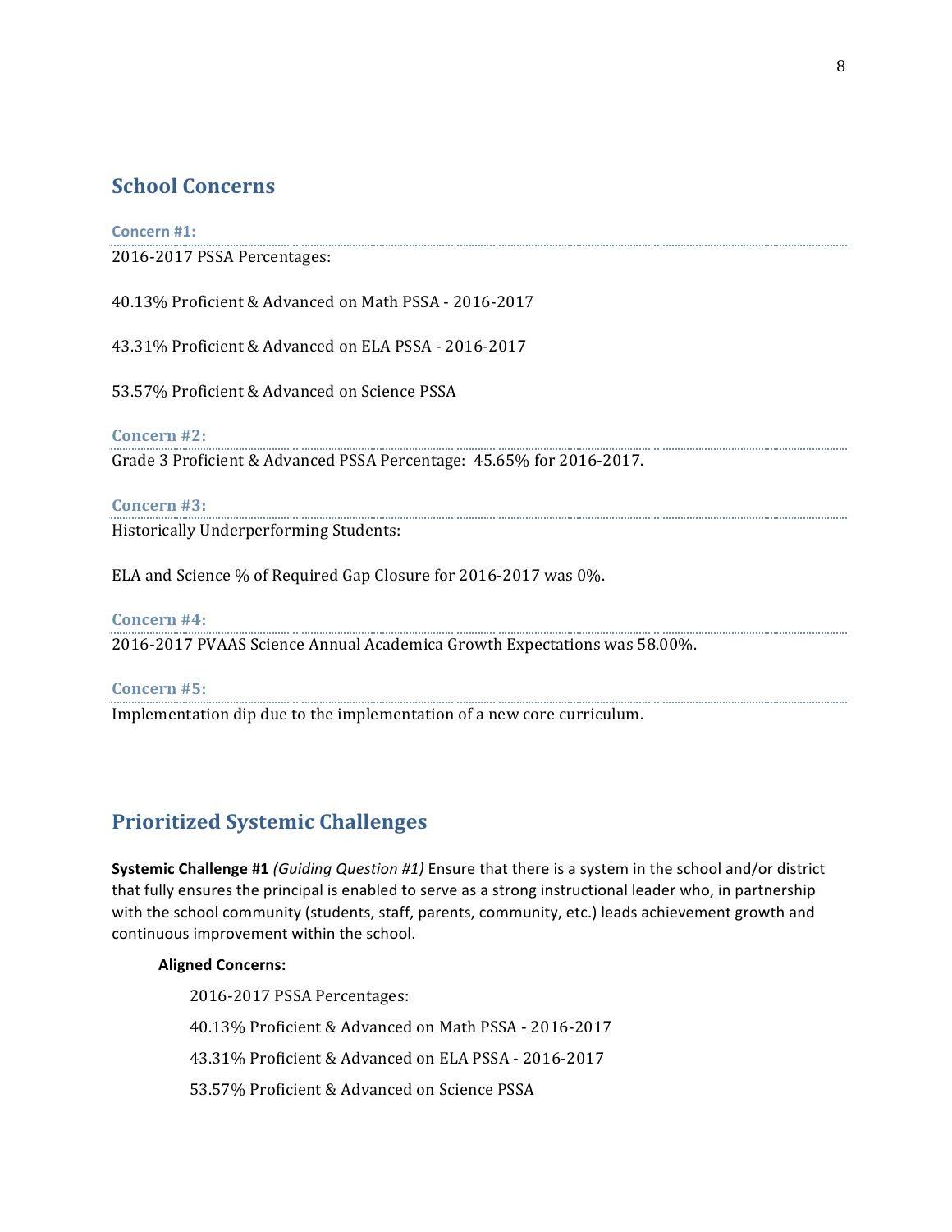## School Concerns

### Concern #1:

2016-2017 PSSA Percentages:

40.13% Proficient & Advanced on Math PSSA - 2016-2017

43.31% Proficient & Advanced on ELA PSSA - 2016-2017

53.57% Proficient & Advanced on Science PSSA

### Concern #2:

Grade 3 Proficient & Advanced PSSA Percentage: 45.65% for 2016-2017.

### Concern #3:

Historically Underperforming Students:

ELA and Science % of Required Gap Closure for 2016-2017 was 0%.

### Concern #4:

2016-2017 PVAAS Science Annual Academica Growth Expectations was 58.00%.

### Concern #5:

Implementation dip due to the implementation of a new core curriculum.

## Prioritized Systemic Challenges

**Systemic Challenge #1** *(Guiding Question #1)* Ensure that there is a system in the school and/or district that fully ensures the principal is enabled to serve as a strong instructional leader who, in partnership with the school community (students, staff, parents, community, etc.) leads achievement growth and continuous improvement within the school.

**Aligned Concerns:**

2016-2017 PSSA Percentages:

40.13% Proficient & Advanced on Math PSSA - 2016-2017

43.31% Proficient & Advanced on ELA PSSA - 2016-2017

53.57% Proficient & Advanced on Science PSSA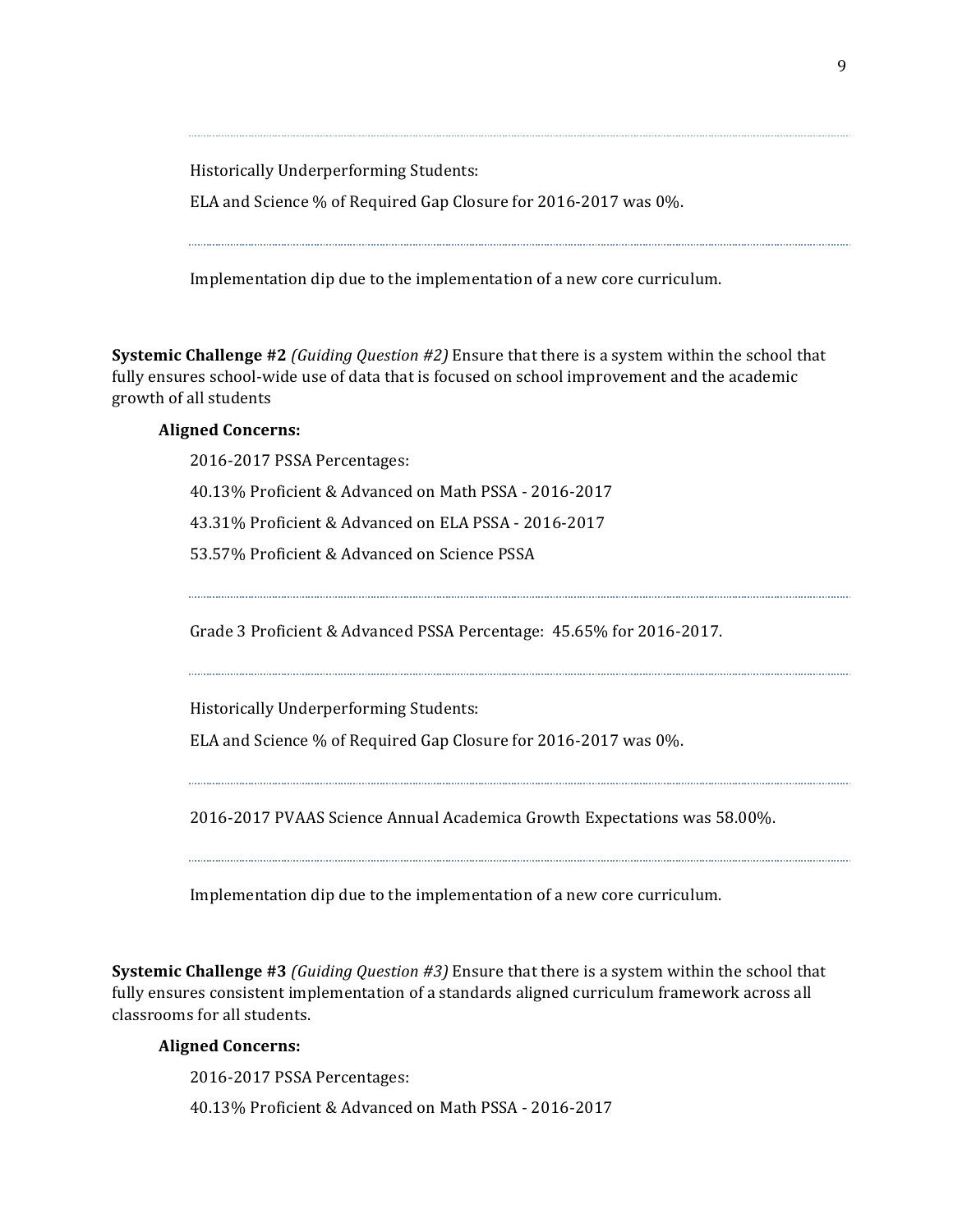---

Historically Underperforming Students:

ELA and Science % of Required Gap Closure for 2016-2017 was 0%.

---

Implementation dip due to the implementation of a new core curriculum.

**Systemic Challenge #2** *(Guiding Question #2)* Ensure that there is a system within the school that fully ensures school-wide use of data that is focused on school improvement and the academic growth of all students

**Aligned Concerns:**

2016-2017 PSSA Percentages:

40.13% Proficient & Advanced on Math PSSA - 2016-2017

43.31% Proficient & Advanced on ELA PSSA - 2016-2017

53.57% Proficient & Advanced on Science PSSA

---

Grade 3 Proficient & Advanced PSSA Percentage: 45.65% for 2016-2017.

---

Historically Underperforming Students:

ELA and Science % of Required Gap Closure for 2016-2017 was 0%.

---

2016-2017 PVAAS Science Annual Academica Growth Expectations was 58.00%.

---

Implementation dip due to the implementation of a new core curriculum.

**Systemic Challenge #3** *(Guiding Question #3)* Ensure that there is a system within the school that fully ensures consistent implementation of a standards aligned curriculum framework across all classrooms for all students.

**Aligned Concerns:**

2016-2017 PSSA Percentages:

40.13% Proficient & Advanced on Math PSSA - 2016-2017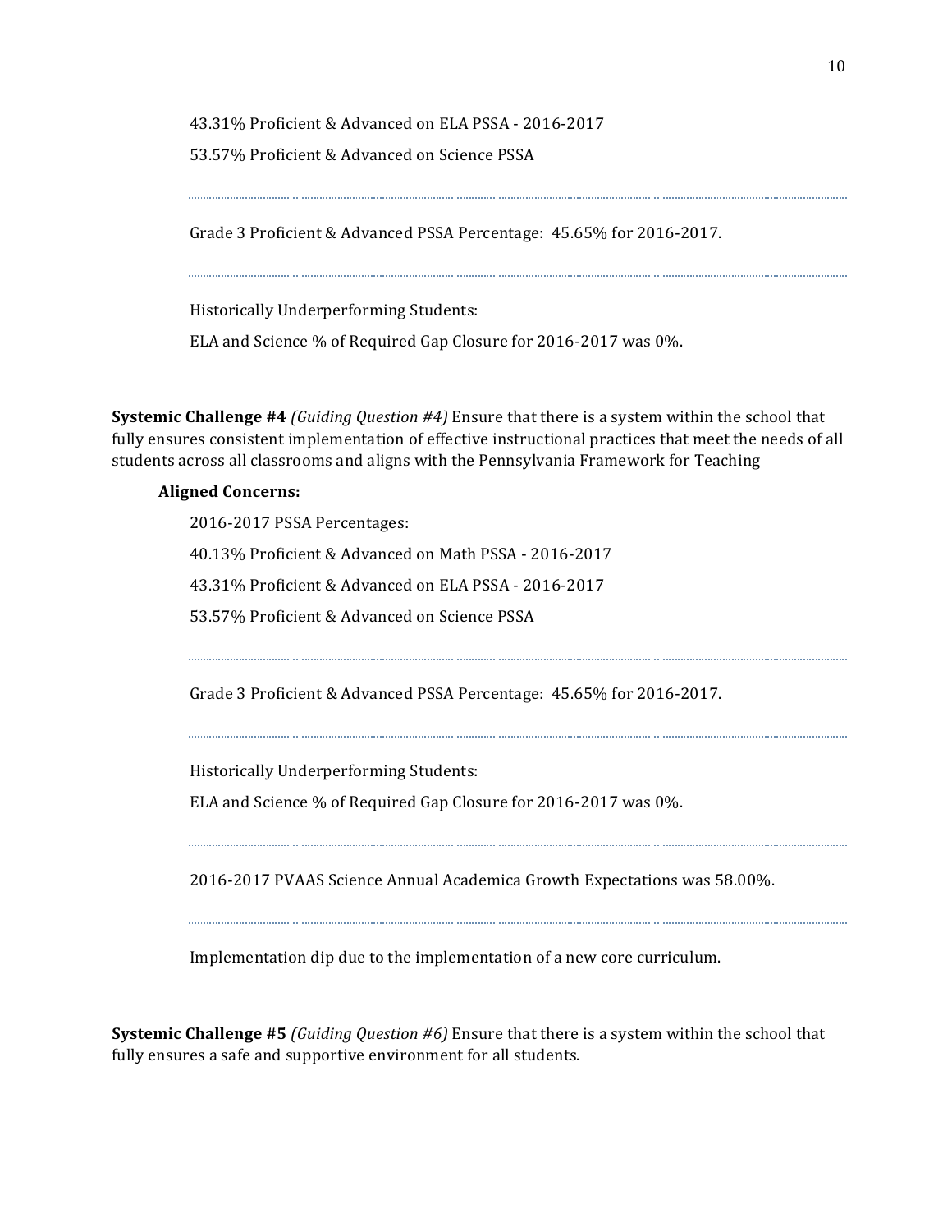43.31% Proficient & Advanced on ELA PSSA - 2016-2017

53.57% Proficient & Advanced on Science PSSA

---

Grade 3 Proficient & Advanced PSSA Percentage: 45.65% for 2016-2017.

---

Historically Underperforming Students:

ELA and Science % of Required Gap Closure for 2016-2017 was 0%.

**Systemic Challenge #4** *(Guiding Question #4)* Ensure that there is a system within the school that fully ensures consistent implementation of effective instructional practices that meet the needs of all students across all classrooms and aligns with the Pennsylvania Framework for Teaching

**Aligned Concerns:**

2016-2017 PSSA Percentages:

40.13% Proficient & Advanced on Math PSSA - 2016-2017

43.31% Proficient & Advanced on ELA PSSA - 2016-2017

53.57% Proficient & Advanced on Science PSSA

---

Grade 3 Proficient & Advanced PSSA Percentage: 45.65% for 2016-2017.

---

Historically Underperforming Students:

ELA and Science % of Required Gap Closure for 2016-2017 was 0%.

---

2016-2017 PVAAS Science Annual Academica Growth Expectations was 58.00%.

---

Implementation dip due to the implementation of a new core curriculum.

**Systemic Challenge #5** *(Guiding Question #6)* Ensure that there is a system within the school that fully ensures a safe and supportive environment for all students.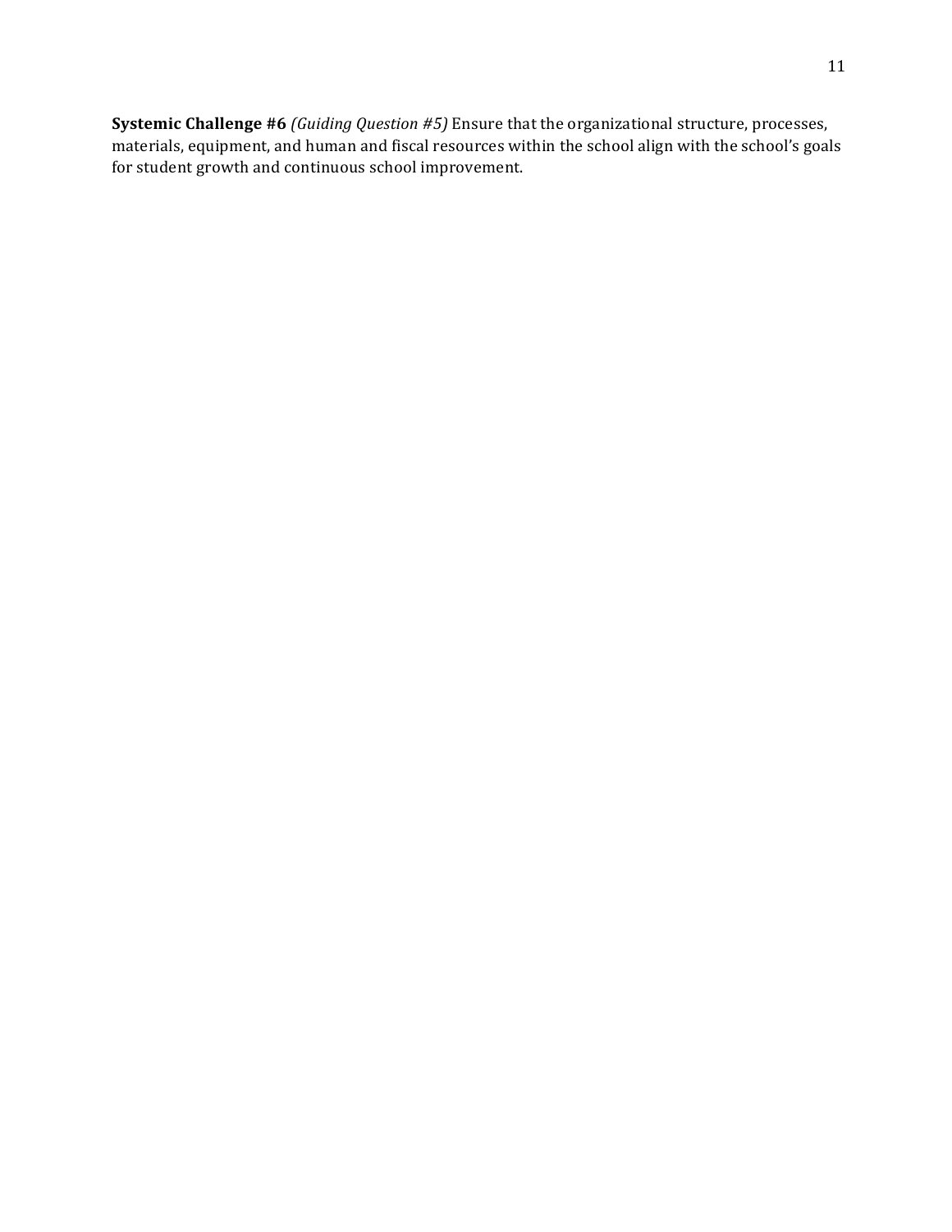**Systemic Challenge #6** *(Guiding Question #5)* Ensure that the organizational structure, processes, materials, equipment, and human and fiscal resources within the school align with the school's goals for student growth and continuous school improvement.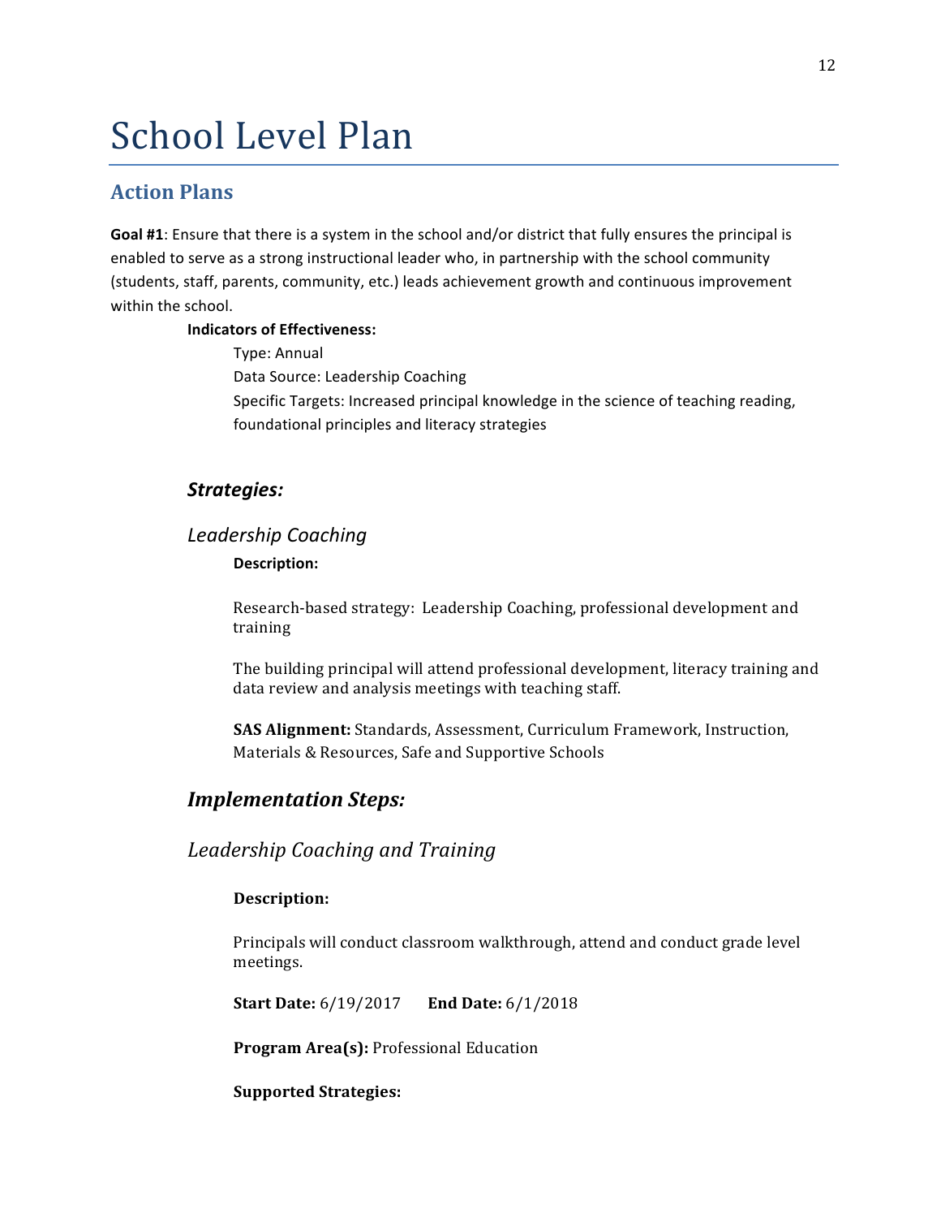# School Level Plan

## Action Plans

**Goal #1**: Ensure that there is a system in the school and/or district that fully ensures the principal is enabled to serve as a strong instructional leader who, in partnership with the school community (students, staff, parents, community, etc.) leads achievement growth and continuous improvement within the school.

**Indicators of Effectiveness:**

Type: Annual

Data Source: Leadership Coaching

Specific Targets: Increased principal knowledge in the science of teaching reading, foundational principles and literacy strategies

### *Strategies:*

#### *Leadership Coaching*

**Description:**

Research-based strategy: Leadership Coaching, professional development and training

The building principal will attend professional development, literacy training and data review and analysis meetings with teaching staff.

**SAS Alignment:** Standards, Assessment, Curriculum Framework, Instruction, Materials & Resources, Safe and Supportive Schools

### *Implementation Steps:*

#### *Leadership Coaching and Training*

**Description:**

Principals will conduct classroom walkthrough, attend and conduct grade level meetings.

**Start Date:** 6/19/2017 **End Date:** 6/1/2018

**Program Area(s):** Professional Education

**Supported Strategies:**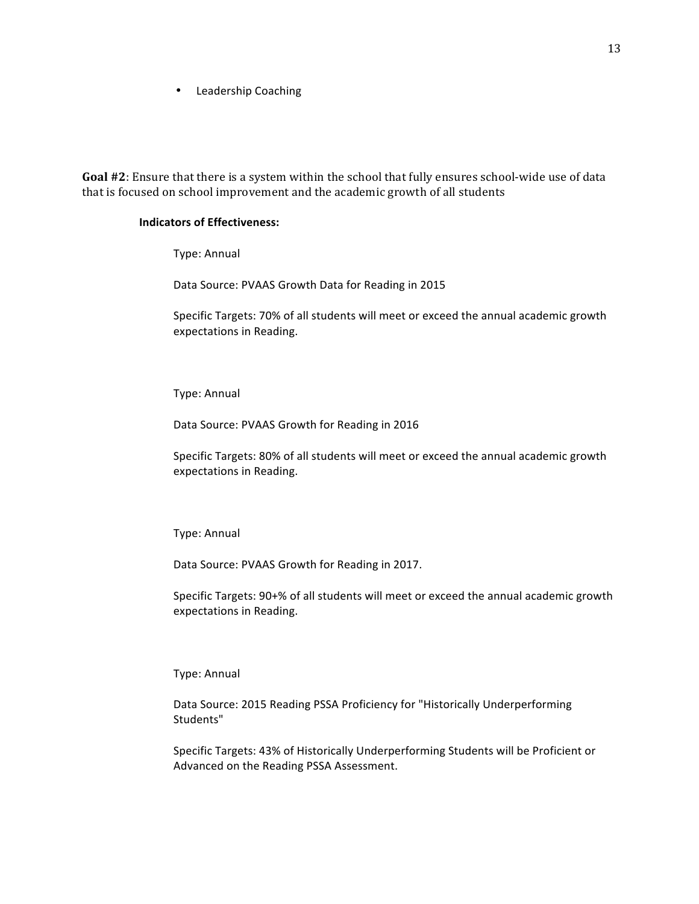- Leadership Coaching

**Goal #2**: Ensure that there is a system within the school that fully ensures school-wide use of data that is focused on school improvement and the academic growth of all students

**Indicators of Effectiveness:**

Type: Annual

Data Source: PVAAS Growth Data for Reading in 2015

Specific Targets: 70% of all students will meet or exceed the annual academic growth expectations in Reading.

Type: Annual

Data Source: PVAAS Growth for Reading in 2016

Specific Targets: 80% of all students will meet or exceed the annual academic growth expectations in Reading.

Type: Annual

Data Source: PVAAS Growth for Reading in 2017.

Specific Targets: 90+% of all students will meet or exceed the annual academic growth expectations in Reading.

Type: Annual

Data Source: 2015 Reading PSSA Proficiency for "Historically Underperforming Students"

Specific Targets: 43% of Historically Underperforming Students will be Proficient or Advanced on the Reading PSSA Assessment.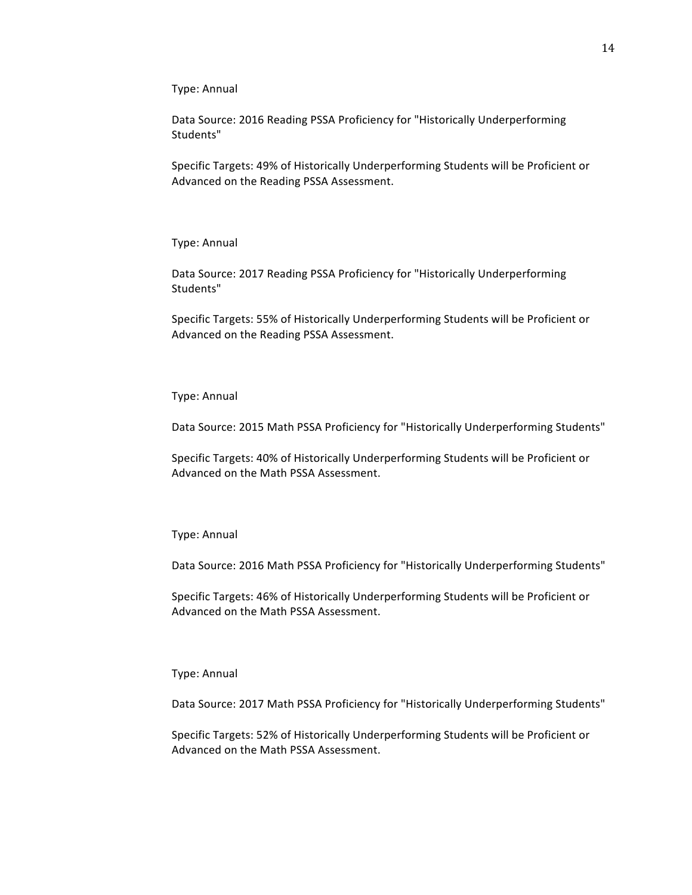Type: Annual

Data Source: 2016 Reading PSSA Proficiency for "Historically Underperforming Students"

Specific Targets: 49% of Historically Underperforming Students will be Proficient or Advanced on the Reading PSSA Assessment.

Type: Annual

Data Source: 2017 Reading PSSA Proficiency for "Historically Underperforming Students"

Specific Targets: 55% of Historically Underperforming Students will be Proficient or Advanced on the Reading PSSA Assessment.

Type: Annual

Data Source: 2015 Math PSSA Proficiency for "Historically Underperforming Students"

Specific Targets: 40% of Historically Underperforming Students will be Proficient or Advanced on the Math PSSA Assessment.

Type: Annual

Data Source: 2016 Math PSSA Proficiency for "Historically Underperforming Students"

Specific Targets: 46% of Historically Underperforming Students will be Proficient or Advanced on the Math PSSA Assessment.

Type: Annual

Data Source: 2017 Math PSSA Proficiency for "Historically Underperforming Students"

Specific Targets: 52% of Historically Underperforming Students will be Proficient or Advanced on the Math PSSA Assessment.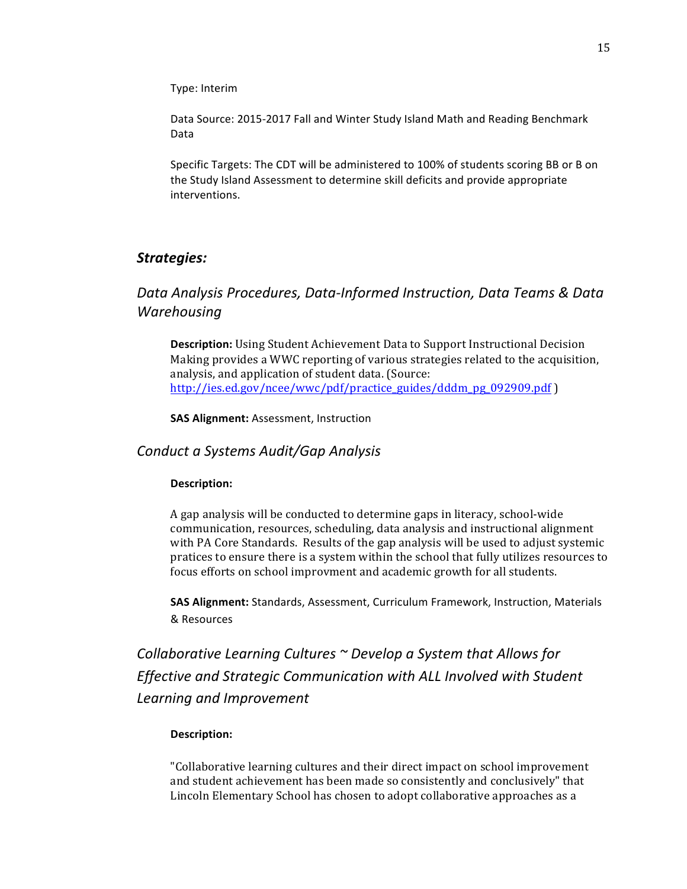Type: Interim

Data Source: 2015-2017 Fall and Winter Study Island Math and Reading Benchmark Data

Specific Targets: The CDT will be administered to 100% of students scoring BB or B on the Study Island Assessment to determine skill deficits and provide appropriate interventions.

## *Strategies:*

### *Data Analysis Procedures, Data-Informed Instruction, Data Teams & Data Warehousing*

**Description:** Using Student Achievement Data to Support Instructional Decision Making provides a WWC reporting of various strategies related to the acquisition, analysis, and application of student data. (Source: http://ies.ed.gov/ncee/wwc/pdf/practice_guides/dddm_pg_092909.pdf )

**SAS Alignment:** Assessment, Instruction

### *Conduct a Systems Audit/Gap Analysis*

**Description:**

A gap analysis will be conducted to determine gaps in literacy, school-wide communication, resources, scheduling, data analysis and instructional alignment with PA Core Standards. Results of the gap analysis will be used to adjust systemic pratices to ensure there is a system within the school that fully utilizes resources to focus efforts on school improvment and academic growth for all students.

**SAS Alignment:** Standards, Assessment, Curriculum Framework, Instruction, Materials & Resources

### *Collaborative Learning Cultures ~ Develop a System that Allows for Effective and Strategic Communication with ALL Involved with Student Learning and Improvement*

**Description:**

"Collaborative learning cultures and their direct impact on school improvement and student achievement has been made so consistently and conclusively" that Lincoln Elementary School has chosen to adopt collaborative approaches as a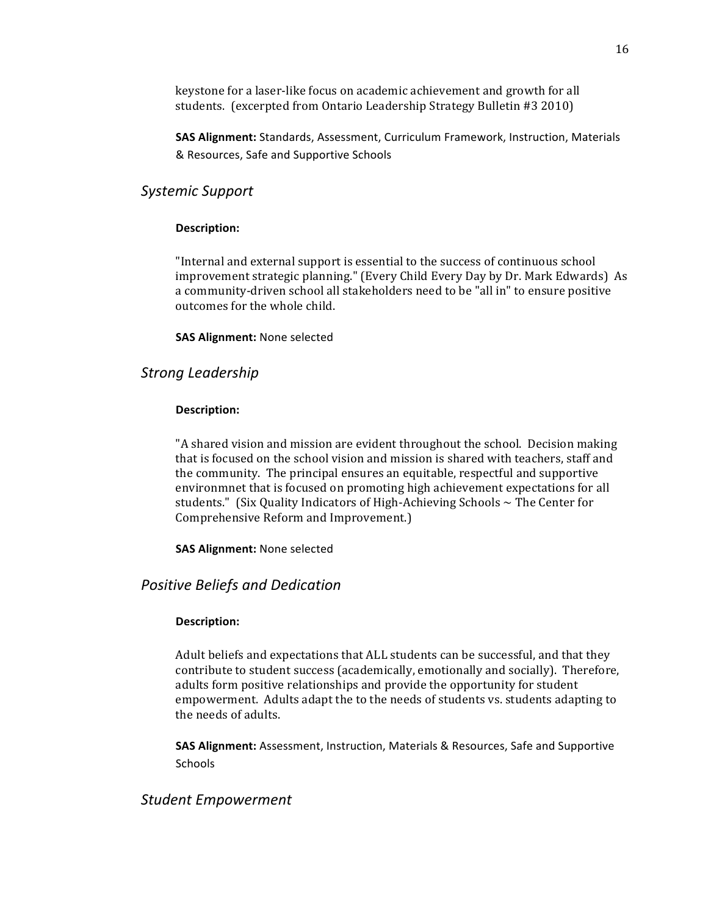keystone for a laser-like focus on academic achievement and growth for all students. (excerpted from Ontario Leadership Strategy Bulletin #3 2010)

**SAS Alignment:** Standards, Assessment, Curriculum Framework, Instruction, Materials & Resources, Safe and Supportive Schools

### *Systemic Support*

**Description:**

"Internal and external support is essential to the success of continuous school improvement strategic planning." (Every Child Every Day by Dr. Mark Edwards) As a community-driven school all stakeholders need to be "all in" to ensure positive outcomes for the whole child.

**SAS Alignment:** None selected

### *Strong Leadership*

**Description:**

"A shared vision and mission are evident throughout the school. Decision making that is focused on the school vision and mission is shared with teachers, staff and the community. The principal ensures an equitable, respectful and supportive environmnet that is focused on promoting high achievement expectations for all students." (Six Quality Indicators of High-Achieving Schools ~ The Center for Comprehensive Reform and Improvement.)

**SAS Alignment:** None selected

### *Positive Beliefs and Dedication*

**Description:**

Adult beliefs and expectations that ALL students can be successful, and that they contribute to student success (academically, emotionally and socially). Therefore, adults form positive relationships and provide the opportunity for student empowerment. Adults adapt the to the needs of students vs. students adapting to the needs of adults.

**SAS Alignment:** Assessment, Instruction, Materials & Resources, Safe and Supportive Schools

### *Student Empowerment*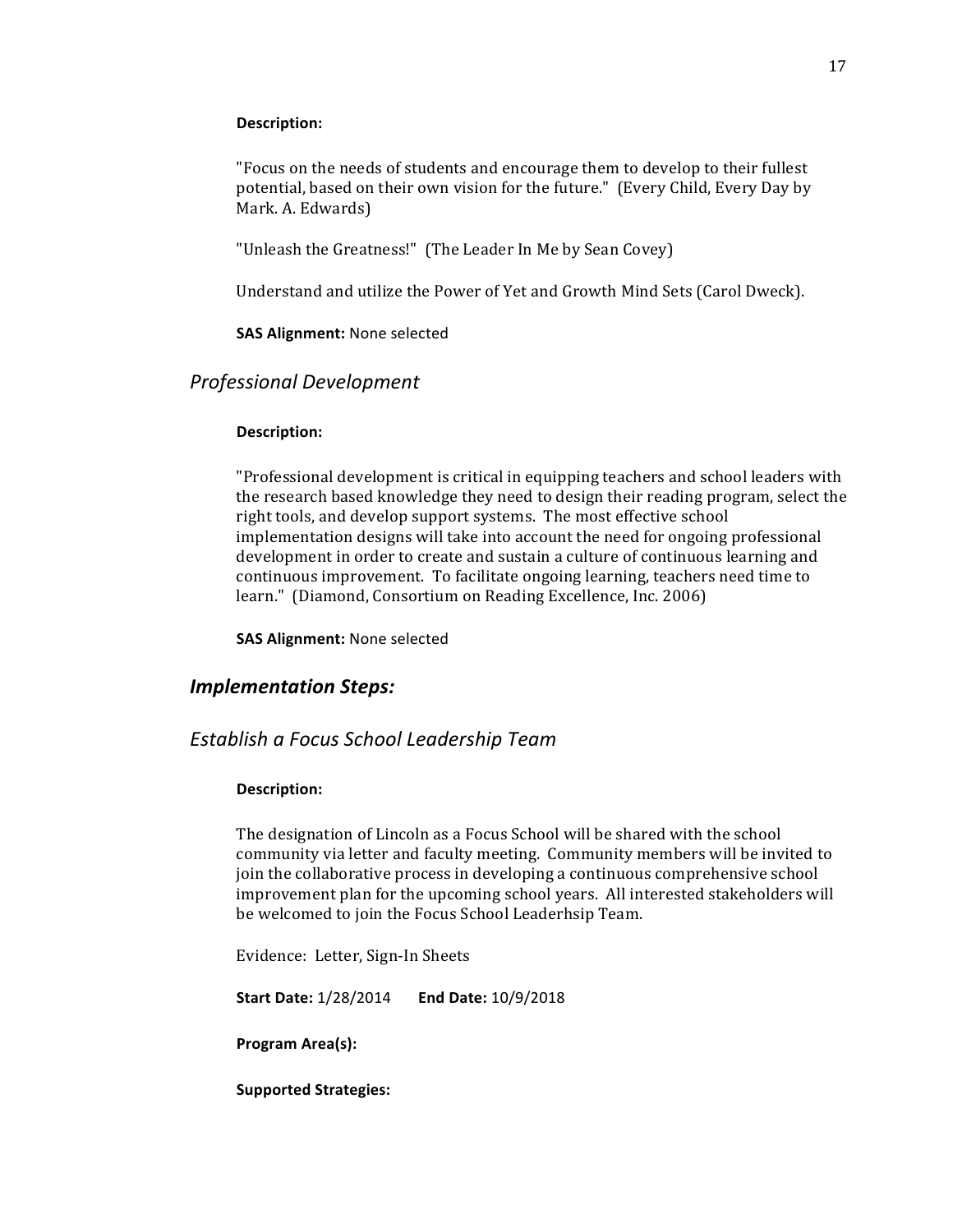**Description:**

"Focus on the needs of students and encourage them to develop to their fullest potential, based on their own vision for the future." (Every Child, Every Day by Mark. A. Edwards)

"Unleash the Greatness!" (The Leader In Me by Sean Covey)

Understand and utilize the Power of Yet and Growth Mind Sets (Carol Dweck).

**SAS Alignment:** None selected

## *Professional Development*

**Description:**

"Professional development is critical in equipping teachers and school leaders with the research based knowledge they need to design their reading program, select the right tools, and develop support systems. The most effective school implementation designs will take into account the need for ongoing professional development in order to create and sustain a culture of continuous learning and continuous improvement. To facilitate ongoing learning, teachers need time to learn." (Diamond, Consortium on Reading Excellence, Inc. 2006)

**SAS Alignment:** None selected

## ***Implementation Steps:***

## *Establish a Focus School Leadership Team*

**Description:**

The designation of Lincoln as a Focus School will be shared with the school community via letter and faculty meeting. Community members will be invited to join the collaborative process in developing a continuous comprehensive school improvement plan for the upcoming school years. All interested stakeholders will be welcomed to join the Focus School Leaderhsip Team.

Evidence: Letter, Sign-In Sheets

**Start Date:** 1/28/2014 **End Date:** 10/9/2018

**Program Area(s):**

**Supported Strategies:**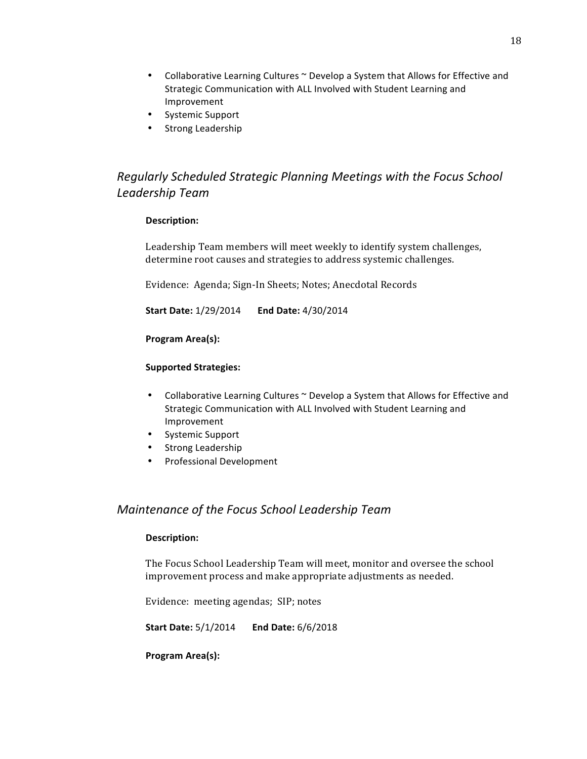- Collaborative Learning Cultures ~ Develop a System that Allows for Effective and Strategic Communication with ALL Involved with Student Learning and Improvement
- Systemic Support
- Strong Leadership

## *Regularly Scheduled Strategic Planning Meetings with the Focus School Leadership Team*

**Description:**

Leadership Team members will meet weekly to identify system challenges, determine root causes and strategies to address systemic challenges.

Evidence: Agenda; Sign-In Sheets; Notes; Anecdotal Records

**Start Date:** 1/29/2014 **End Date:** 4/30/2014

**Program Area(s):**

**Supported Strategies:**

- Collaborative Learning Cultures ~ Develop a System that Allows for Effective and Strategic Communication with ALL Involved with Student Learning and Improvement
- Systemic Support
- Strong Leadership
- Professional Development

## *Maintenance of the Focus School Leadership Team*

**Description:**

The Focus School Leadership Team will meet, monitor and oversee the school improvement process and make appropriate adjustments as needed.

Evidence: meeting agendas; SIP; notes

**Start Date:** 5/1/2014 **End Date:** 6/6/2018

**Program Area(s):**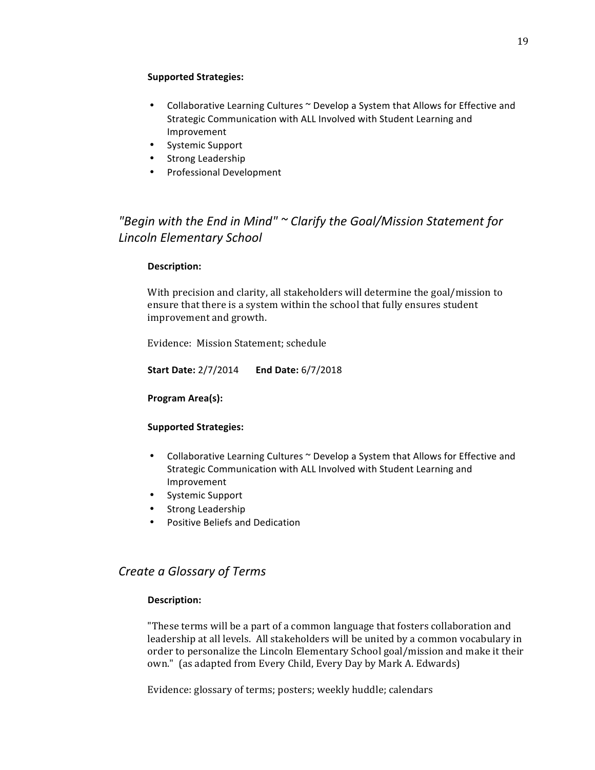**Supported Strategies:**

- Collaborative Learning Cultures ~ Develop a System that Allows for Effective and Strategic Communication with ALL Involved with Student Learning and Improvement
- Systemic Support
- Strong Leadership
- Professional Development

## *"Begin with the End in Mind" ~ Clarify the Goal/Mission Statement for Lincoln Elementary School*

**Description:**

With precision and clarity, all stakeholders will determine the goal/mission to ensure that there is a system within the school that fully ensures student improvement and growth.

Evidence: Mission Statement; schedule

**Start Date:** 2/7/2014 **End Date:** 6/7/2018

**Program Area(s):**

**Supported Strategies:**

- Collaborative Learning Cultures ~ Develop a System that Allows for Effective and Strategic Communication with ALL Involved with Student Learning and Improvement
- Systemic Support
- Strong Leadership
- Positive Beliefs and Dedication

## *Create a Glossary of Terms*

**Description:**

"These terms will be a part of a common language that fosters collaboration and leadership at all levels. All stakeholders will be united by a common vocabulary in order to personalize the Lincoln Elementary School goal/mission and make it their own." (as adapted from Every Child, Every Day by Mark A. Edwards)

Evidence: glossary of terms; posters; weekly huddle; calendars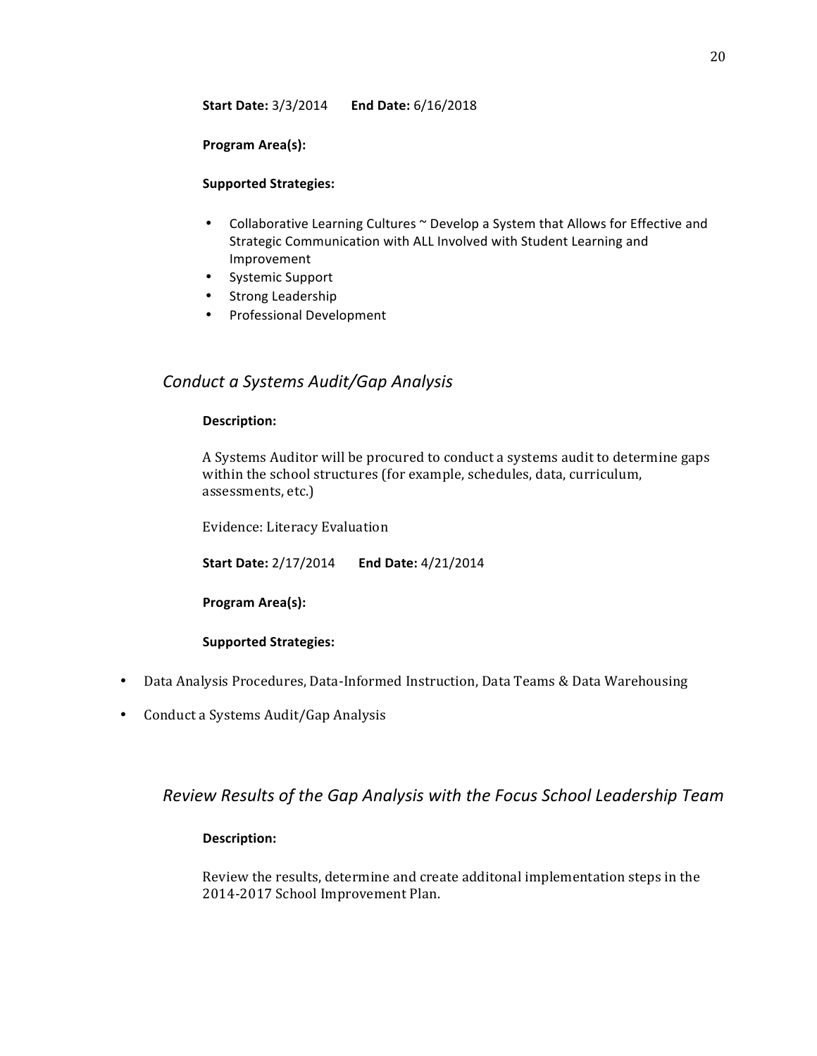**Start Date:** 3/3/2014  **End Date:** 6/16/2018

**Program Area(s):**

**Supported Strategies:**

- Collaborative Learning Cultures ~ Develop a System that Allows for Effective and Strategic Communication with ALL Involved with Student Learning and Improvement
- Systemic Support
- Strong Leadership
- Professional Development

### *Conduct a Systems Audit/Gap Analysis*

**Description:**

A Systems Auditor will be procured to conduct a systems audit to determine gaps within the school structures (for example, schedules, data, curriculum, assessments, etc.)

Evidence: Literacy Evaluation

**Start Date:** 2/17/2014  **End Date:** 4/21/2014

**Program Area(s):**

**Supported Strategies:**

- Data Analysis Procedures, Data-Informed Instruction, Data Teams & Data Warehousing
- Conduct a Systems Audit/Gap Analysis

### *Review Results of the Gap Analysis with the Focus School Leadership Team*

**Description:**

Review the results, determine and create additonal implementation steps in the 2014-2017 School Improvement Plan.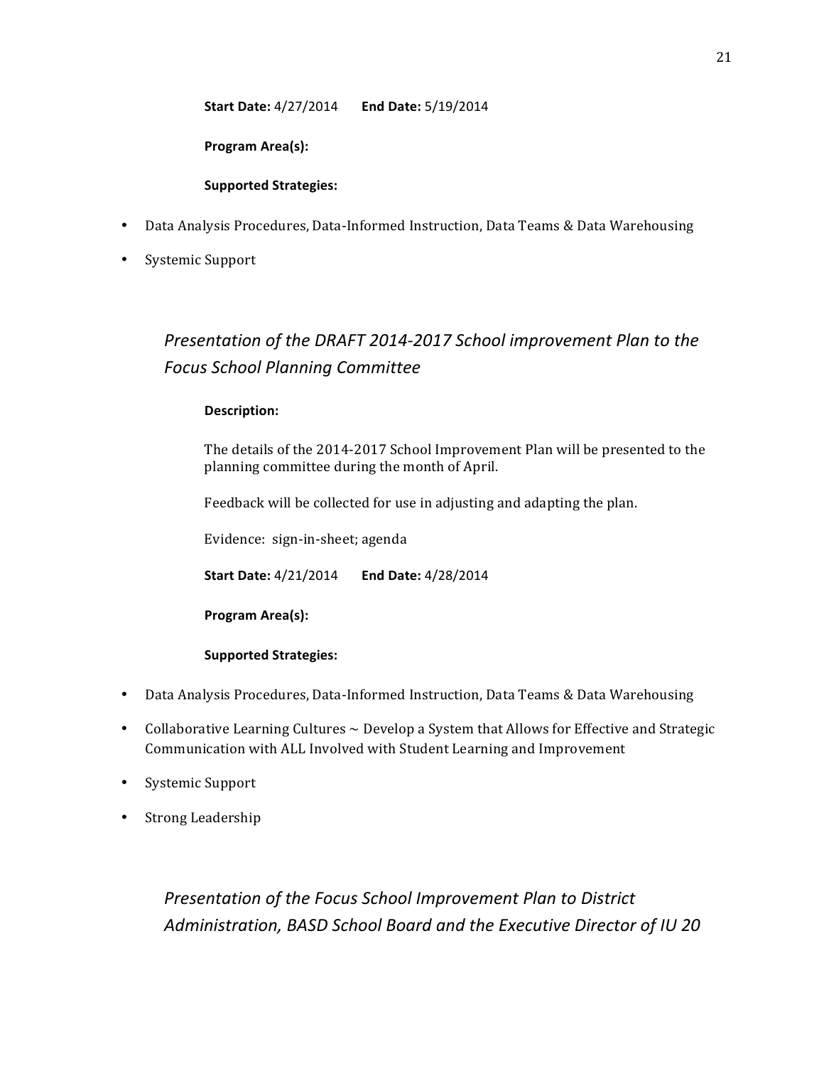**Start Date:** 4/27/2014 **End Date:** 5/19/2014

**Program Area(s):**

**Supported Strategies:**

- Data Analysis Procedures, Data-Informed Instruction, Data Teams & Data Warehousing
- Systemic Support

### *Presentation of the DRAFT 2014-2017 School improvement Plan to the Focus School Planning Committee*

**Description:**

The details of the 2014-2017 School Improvement Plan will be presented to the planning committee during the month of April.

Feedback will be collected for use in adjusting and adapting the plan.

Evidence: sign-in-sheet; agenda

**Start Date:** 4/21/2014 **End Date:** 4/28/2014

**Program Area(s):**

**Supported Strategies:**

- Data Analysis Procedures, Data-Informed Instruction, Data Teams & Data Warehousing
- Collaborative Learning Cultures ~ Develop a System that Allows for Effective and Strategic Communication with ALL Involved with Student Learning and Improvement
- Systemic Support
- Strong Leadership

### *Presentation of the Focus School Improvement Plan to District Administration, BASD School Board and the Executive Director of IU 20*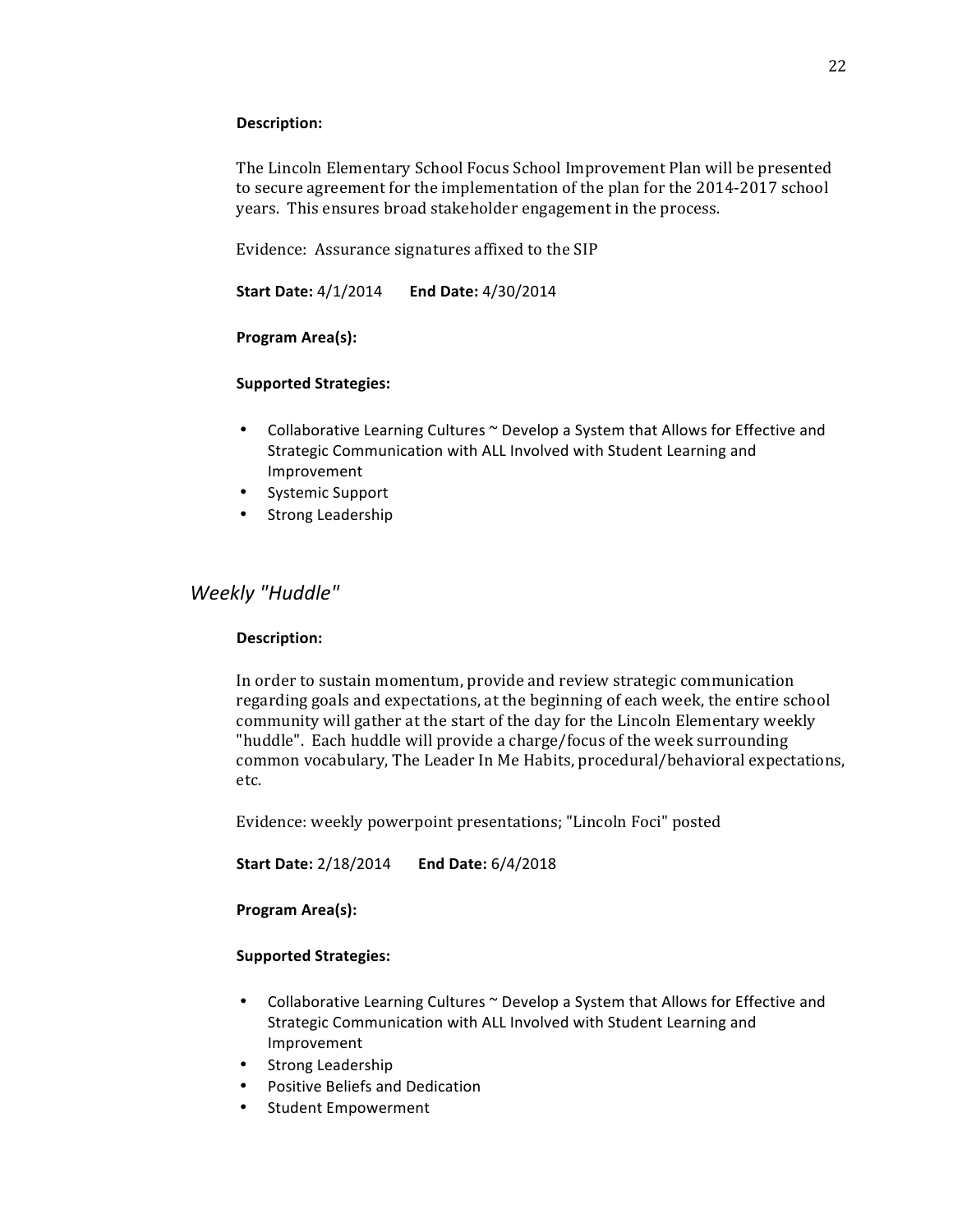**Description:**

The Lincoln Elementary School Focus School Improvement Plan will be presented to secure agreement for the implementation of the plan for the 2014-2017 school years. This ensures broad stakeholder engagement in the process.

Evidence: Assurance signatures affixed to the SIP

**Start Date:** 4/1/2014 **End Date:** 4/30/2014

**Program Area(s):**

**Supported Strategies:**

- Collaborative Learning Cultures ~ Develop a System that Allows for Effective and Strategic Communication with ALL Involved with Student Learning and Improvement
- Systemic Support
- Strong Leadership

### *Weekly "Huddle"*

**Description:**

In order to sustain momentum, provide and review strategic communication regarding goals and expectations, at the beginning of each week, the entire school community will gather at the start of the day for the Lincoln Elementary weekly "huddle". Each huddle will provide a charge/focus of the week surrounding common vocabulary, The Leader In Me Habits, procedural/behavioral expectations, etc.

Evidence: weekly powerpoint presentations; "Lincoln Foci" posted

**Start Date:** 2/18/2014 **End Date:** 6/4/2018

**Program Area(s):**

**Supported Strategies:**

- Collaborative Learning Cultures ~ Develop a System that Allows for Effective and Strategic Communication with ALL Involved with Student Learning and Improvement
- Strong Leadership
- Positive Beliefs and Dedication
- Student Empowerment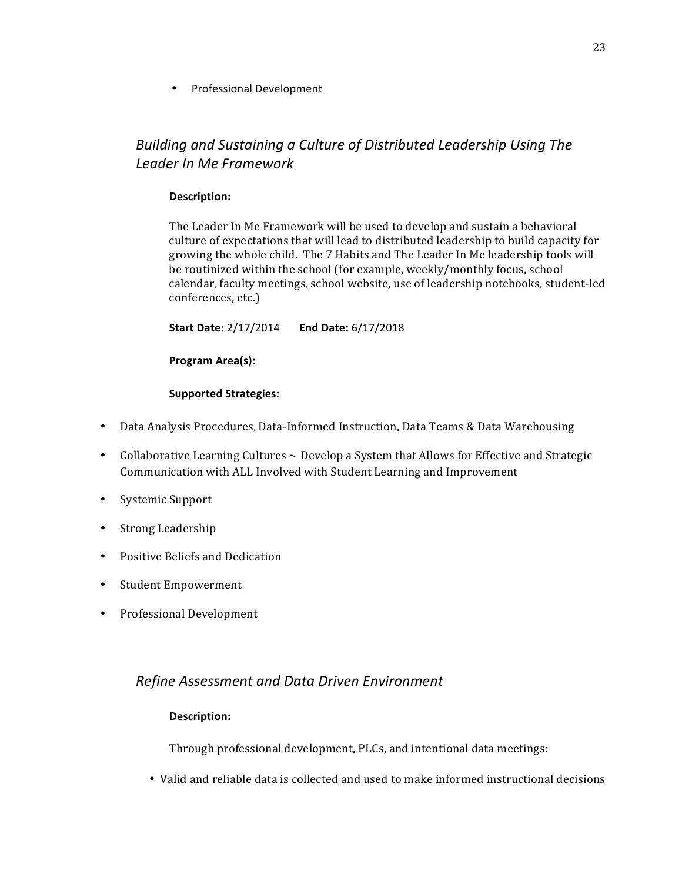- Professional Development

### *Building and Sustaining a Culture of Distributed Leadership Using The Leader In Me Framework*

**Description:**

The Leader In Me Framework will be used to develop and sustain a behavioral culture of expectations that will lead to distributed leadership to build capacity for growing the whole child. The 7 Habits and The Leader In Me leadership tools will be routinized within the school (for example, weekly/monthly focus, school calendar, faculty meetings, school website, use of leadership notebooks, student-led conferences, etc.)

**Start Date:** 2/17/2014 **End Date:** 6/17/2018

**Program Area(s):**

**Supported Strategies:**

- Data Analysis Procedures, Data-Informed Instruction, Data Teams & Data Warehousing
- Collaborative Learning Cultures ~ Develop a System that Allows for Effective and Strategic Communication with ALL Involved with Student Learning and Improvement
- Systemic Support
- Strong Leadership
- Positive Beliefs and Dedication
- Student Empowerment
- Professional Development

### *Refine Assessment and Data Driven Environment*

**Description:**

Through professional development, PLCs, and intentional data meetings:

- Valid and reliable data is collected and used to make informed instructional decisions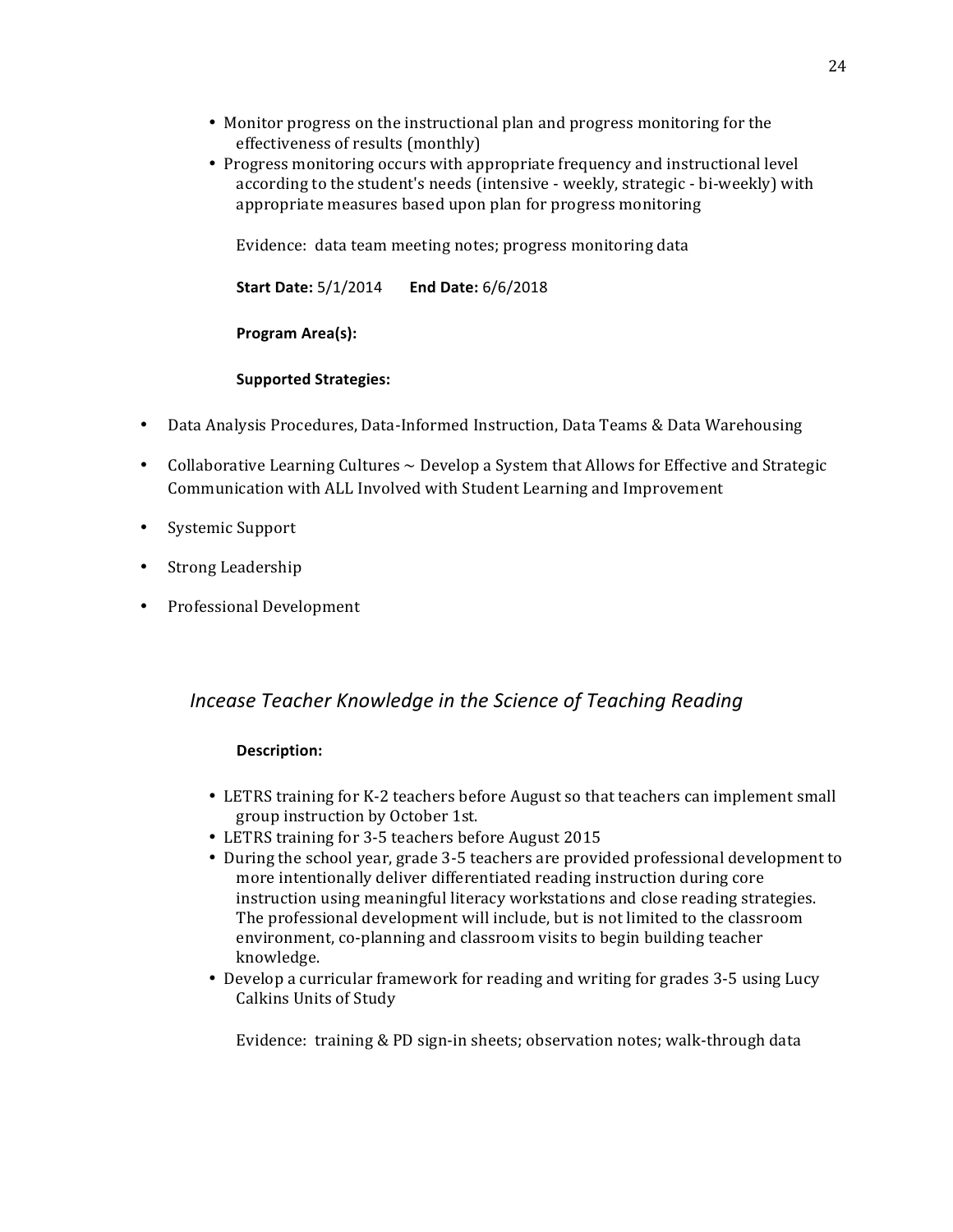- Monitor progress on the instructional plan and progress monitoring for the effectiveness of results (monthly)
- Progress monitoring occurs with appropriate frequency and instructional level according to the student's needs (intensive - weekly, strategic - bi-weekly) with appropriate measures based upon plan for progress monitoring

  Evidence: data team meeting notes; progress monitoring data

  **Start Date:** 5/1/2014 **End Date:** 6/6/2018

  **Program Area(s):**

  **Supported Strategies:**

- Data Analysis Procedures, Data-Informed Instruction, Data Teams & Data Warehousing
- Collaborative Learning Cultures ~ Develop a System that Allows for Effective and Strategic Communication with ALL Involved with Student Learning and Improvement
- Systemic Support
- Strong Leadership
- Professional Development

### *Incease Teacher Knowledge in the Science of Teaching Reading*

**Description:**

- LETRS training for K-2 teachers before August so that teachers can implement small group instruction by October 1st.
- LETRS training for 3-5 teachers before August 2015
- During the school year, grade 3-5 teachers are provided professional development to more intentionally deliver differentiated reading instruction during core instruction using meaningful literacy workstations and close reading strategies. The professional development will include, but is not limited to the classroom environment, co-planning and classroom visits to begin building teacher knowledge.
- Develop a curricular framework for reading and writing for grades 3-5 using Lucy Calkins Units of Study

  Evidence: training & PD sign-in sheets; observation notes; walk-through data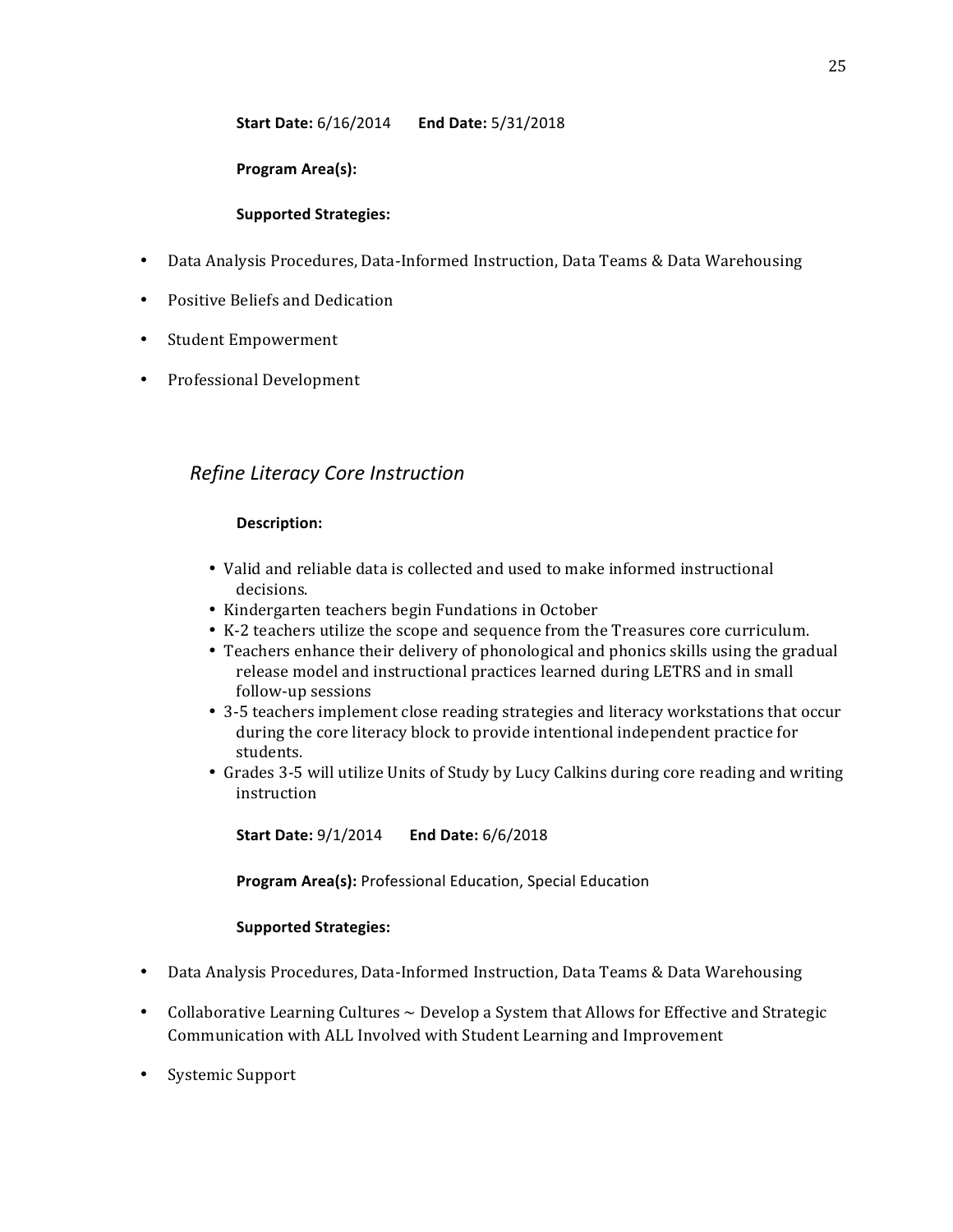**Start Date:** 6/16/2014 **End Date:** 5/31/2018

**Program Area(s):**

**Supported Strategies:**

- Data Analysis Procedures, Data-Informed Instruction, Data Teams & Data Warehousing
- Positive Beliefs and Dedication
- Student Empowerment
- Professional Development

### *Refine Literacy Core Instruction*

**Description:**

- Valid and reliable data is collected and used to make informed instructional decisions.
- Kindergarten teachers begin Fundations in October
- K-2 teachers utilize the scope and sequence from the Treasures core curriculum.
- Teachers enhance their delivery of phonological and phonics skills using the gradual release model and instructional practices learned during LETRS and in small follow-up sessions
- 3-5 teachers implement close reading strategies and literacy workstations that occur during the core literacy block to provide intentional independent practice for students.
- Grades 3-5 will utilize Units of Study by Lucy Calkins during core reading and writing instruction

**Start Date:** 9/1/2014 **End Date:** 6/6/2018

**Program Area(s):** Professional Education, Special Education

**Supported Strategies:**

- Data Analysis Procedures, Data-Informed Instruction, Data Teams & Data Warehousing
- Collaborative Learning Cultures ~ Develop a System that Allows for Effective and Strategic Communication with ALL Involved with Student Learning and Improvement
- Systemic Support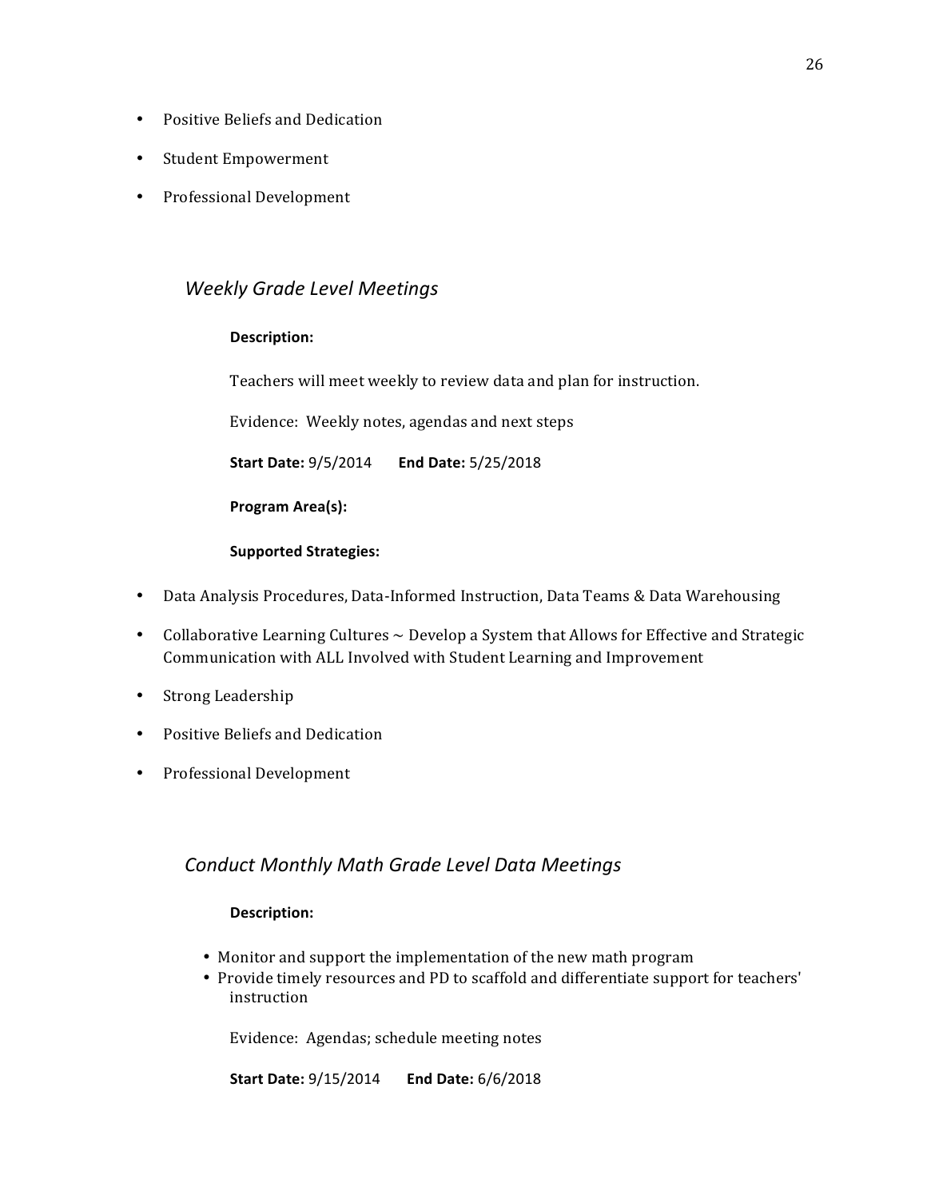- Positive Beliefs and Dedication
- Student Empowerment
- Professional Development

### *Weekly Grade Level Meetings*

**Description:**

Teachers will meet weekly to review data and plan for instruction.

Evidence: Weekly notes, agendas and next steps

**Start Date:** 9/5/2014 **End Date:** 5/25/2018

**Program Area(s):**

**Supported Strategies:**

- Data Analysis Procedures, Data-Informed Instruction, Data Teams & Data Warehousing
- Collaborative Learning Cultures ~ Develop a System that Allows for Effective and Strategic Communication with ALL Involved with Student Learning and Improvement
- Strong Leadership
- Positive Beliefs and Dedication
- Professional Development

### *Conduct Monthly Math Grade Level Data Meetings*

**Description:**

- Monitor and support the implementation of the new math program
- Provide timely resources and PD to scaffold and differentiate support for teachers' instruction

Evidence: Agendas; schedule meeting notes

**Start Date:** 9/15/2014 **End Date:** 6/6/2018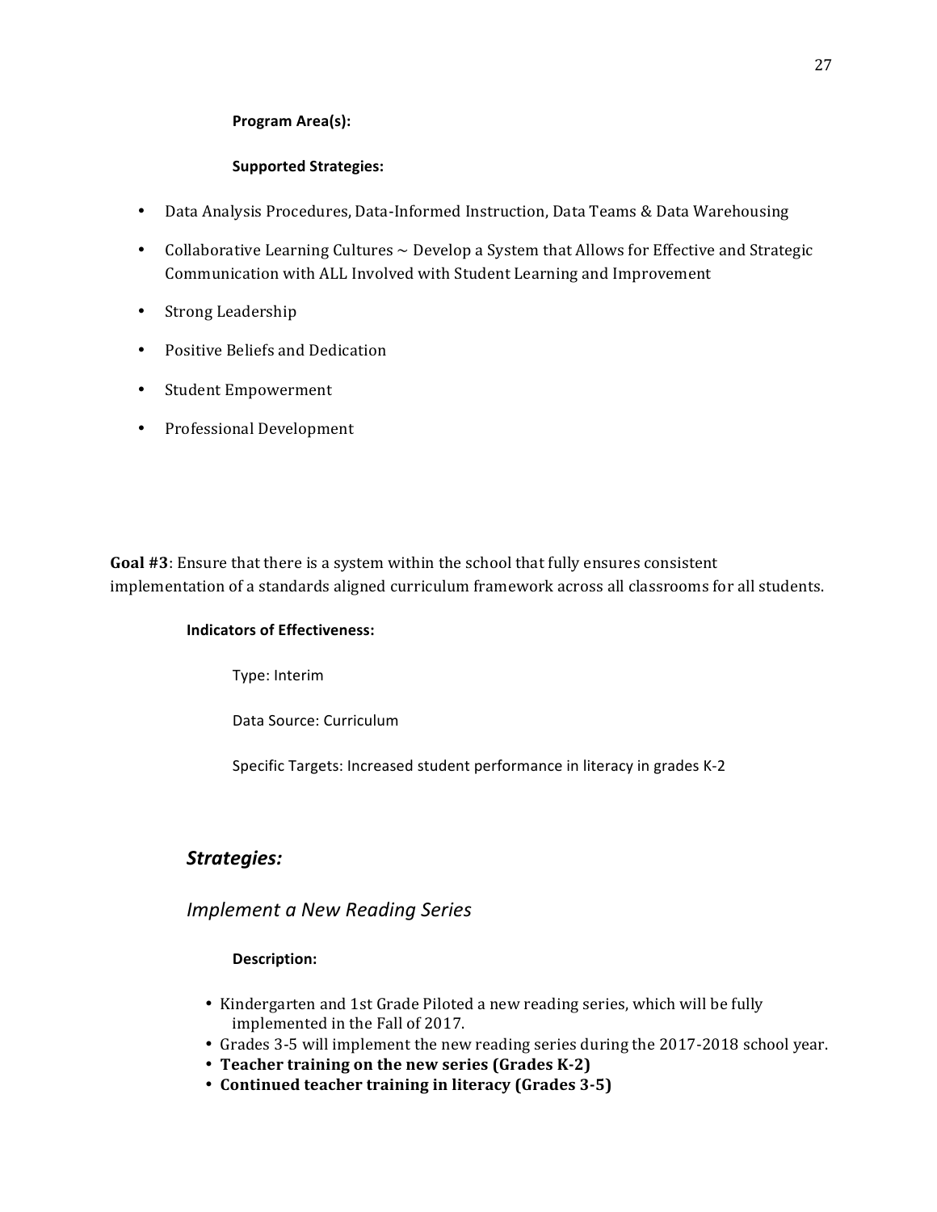**Program Area(s):**

**Supported Strategies:**

- Data Analysis Procedures, Data-Informed Instruction, Data Teams & Data Warehousing
- Collaborative Learning Cultures ~ Develop a System that Allows for Effective and Strategic Communication with ALL Involved with Student Learning and Improvement
- Strong Leadership
- Positive Beliefs and Dedication
- Student Empowerment
- Professional Development

**Goal #3**: Ensure that there is a system within the school that fully ensures consistent implementation of a standards aligned curriculum framework across all classrooms for all students.

**Indicators of Effectiveness:**

Type: Interim

Data Source: Curriculum

Specific Targets: Increased student performance in literacy in grades K-2

### *Strategies:*

### *Implement a New Reading Series*

**Description:**

- Kindergarten and 1st Grade Piloted a new reading series, which will be fully implemented in the Fall of 2017.
- Grades 3-5 will implement the new reading series during the 2017-2018 school year.
- **Teacher training on the new series (Grades K-2)**
- **Continued teacher training in literacy (Grades 3-5)**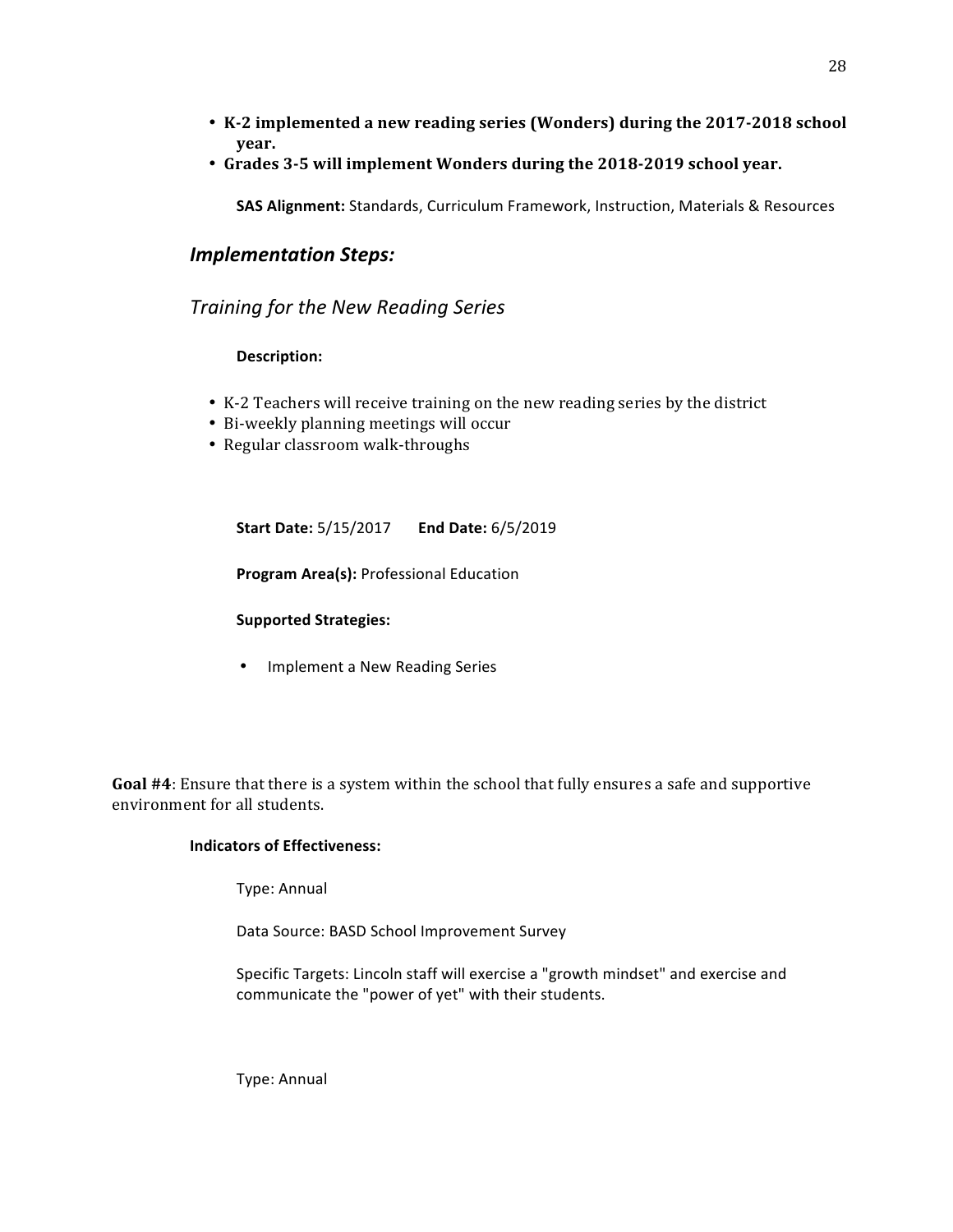- **K-2 implemented a new reading series (Wonders) during the 2017-2018 school year.**
- **Grades 3-5 will implement Wonders during the 2018-2019 school year.**

**SAS Alignment:** Standards, Curriculum Framework, Instruction, Materials & Resources

## *Implementation Steps:*

### *Training for the New Reading Series*

**Description:**

- K-2 Teachers will receive training on the new reading series by the district
- Bi-weekly planning meetings will occur
- Regular classroom walk-throughs

**Start Date:** 5/15/2017 **End Date:** 6/5/2019

**Program Area(s):** Professional Education

**Supported Strategies:**

- Implement a New Reading Series

**Goal #4**: Ensure that there is a system within the school that fully ensures a safe and supportive environment for all students.

**Indicators of Effectiveness:**

Type: Annual

Data Source: BASD School Improvement Survey

Specific Targets: Lincoln staff will exercise a "growth mindset" and exercise and communicate the "power of yet" with their students.

Type: Annual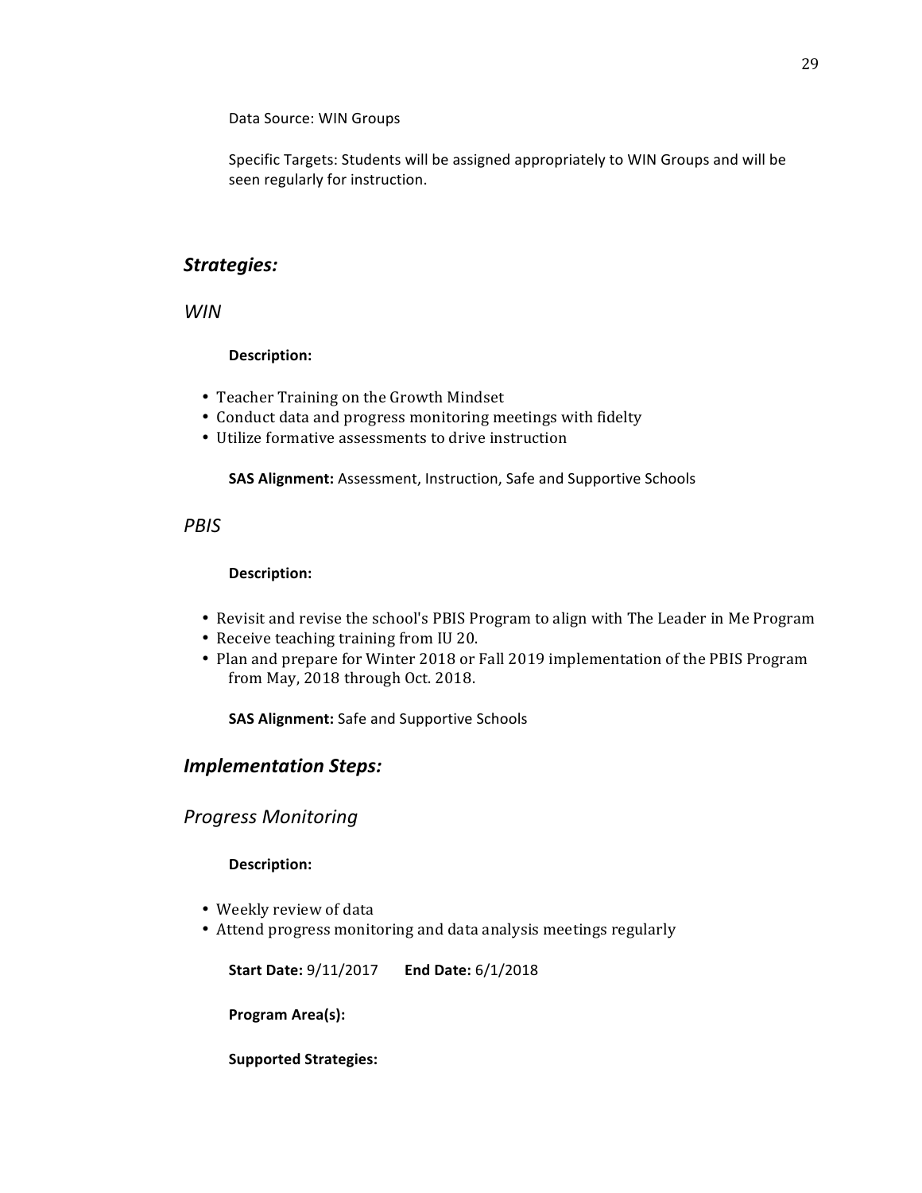Data Source: WIN Groups

Specific Targets: Students will be assigned appropriately to WIN Groups and will be seen regularly for instruction.

## *Strategies:*

### *WIN*

**Description:**

- Teacher Training on the Growth Mindset
- Conduct data and progress monitoring meetings with fidelty
- Utilize formative assessments to drive instruction

**SAS Alignment:** Assessment, Instruction, Safe and Supportive Schools

### *PBIS*

**Description:**

- Revisit and revise the school's PBIS Program to align with The Leader in Me Program
- Receive teaching training from IU 20.
- Plan and prepare for Winter 2018 or Fall 2019 implementation of the PBIS Program from May, 2018 through Oct. 2018.

**SAS Alignment:** Safe and Supportive Schools

## *Implementation Steps:*

### *Progress Monitoring*

**Description:**

- Weekly review of data
- Attend progress monitoring and data analysis meetings regularly

**Start Date:** 9/11/2017 **End Date:** 6/1/2018

**Program Area(s):**

**Supported Strategies:**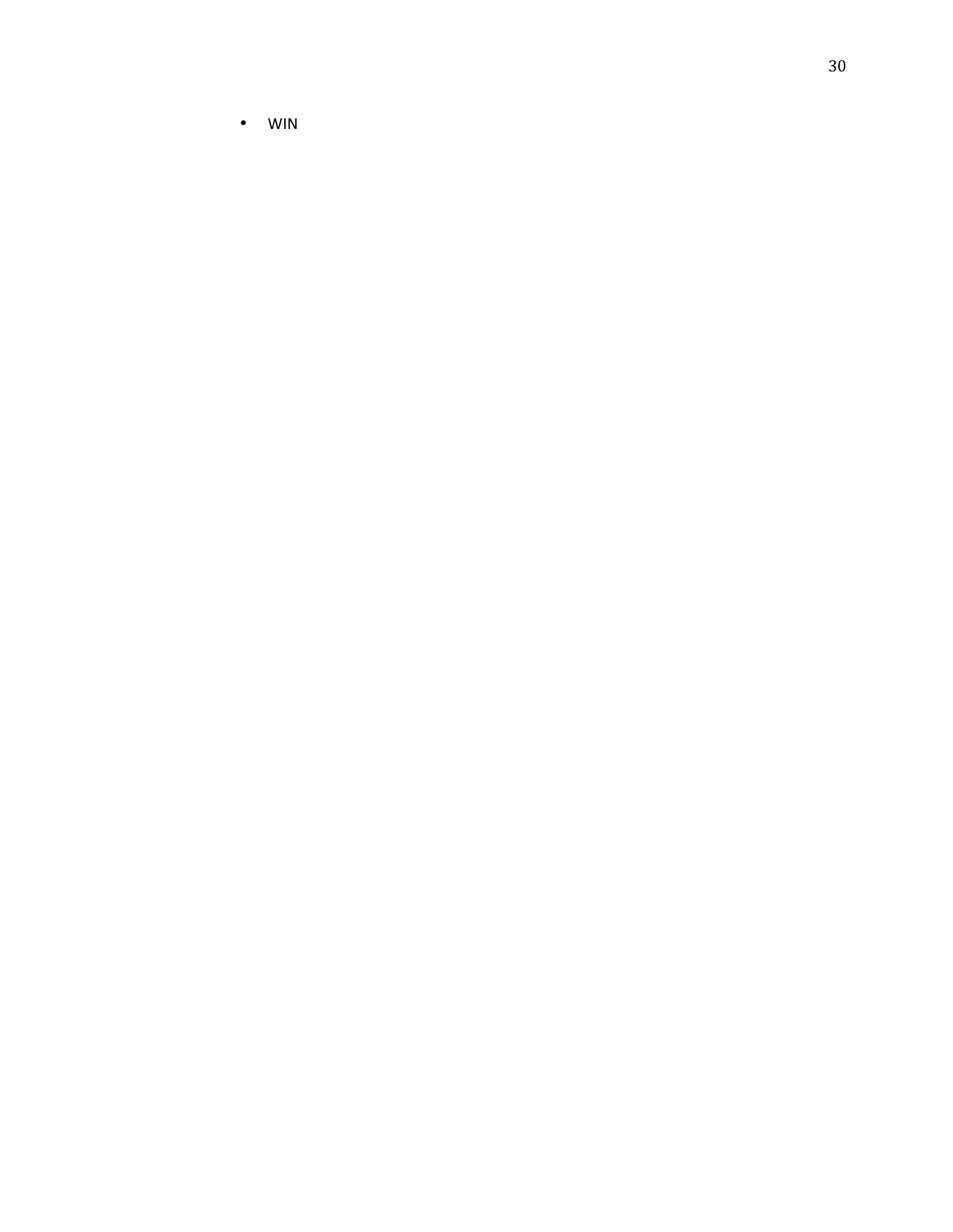- WIN